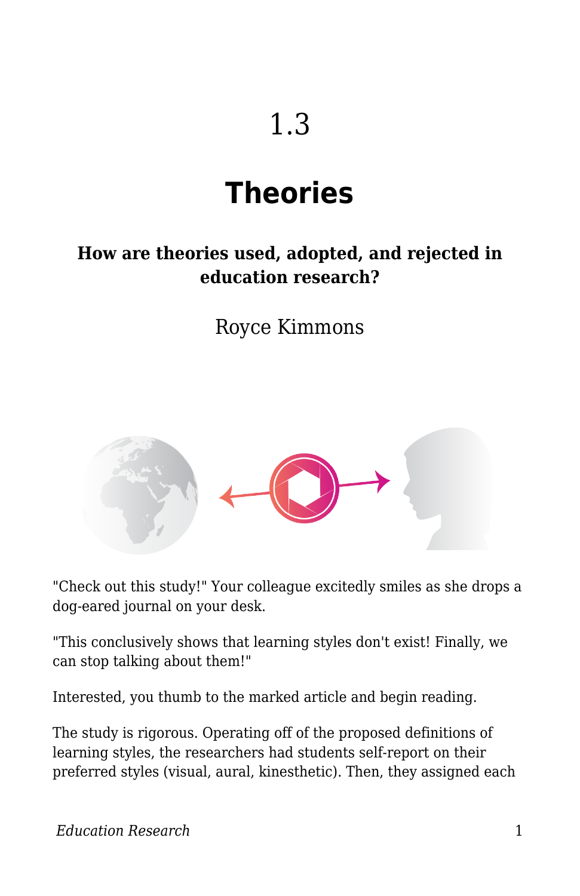# 1.3

# Theories

**How are theories used, adopted, and rejected in education research?**

Royce Kimmons

"Check out this study!" Your colleague excitedly smiles as she drops a dog-eared journal on your desk.

"This conclusively shows that learning styles don't exist! Finally, we can stop talking about them!"

Interested, you thumb to the marked article and begin reading.

The study is rigorous. Operating off of the proposed definitions of learning styles, the researchers had students self-report on their preferred styles (visual, aural, kinesthetic). Then, they assigned each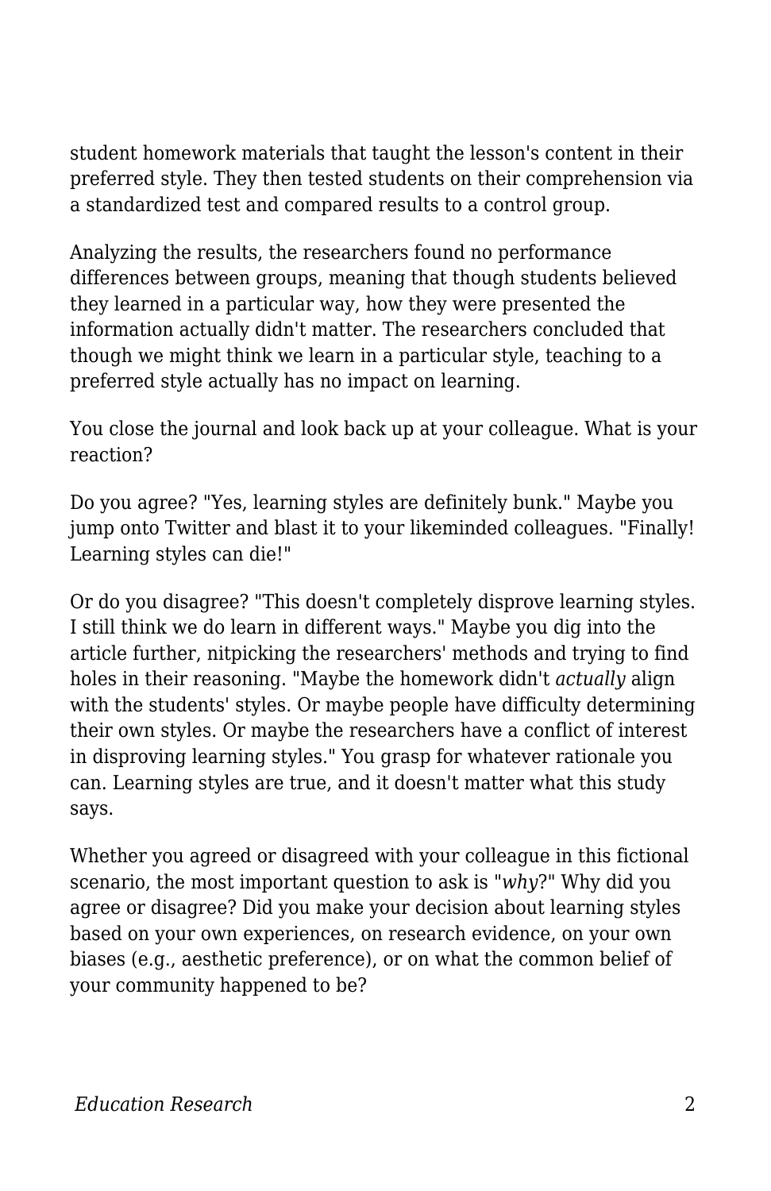student homework materials that taught the lesson's content in their preferred style. They then tested students on their comprehension via a standardized test and compared results to a control group.

Analyzing the results, the researchers found no performance differences between groups, meaning that though students believed they learned in a particular way, how they were presented the information actually didn't matter. The researchers concluded that though we might think we learn in a particular style, teaching to a preferred style actually has no impact on learning.

You close the journal and look back up at your colleague. What is your reaction?

Do you agree? "Yes, learning styles are definitely bunk." Maybe you jump onto Twitter and blast it to your likeminded colleagues. "Finally! Learning styles can die!"

Or do you disagree? "This doesn't completely disprove learning styles. I still think we do learn in different ways." Maybe you dig into the article further, nitpicking the researchers' methods and trying to find holes in their reasoning. "Maybe the homework didn't *actually* align with the students' styles. Or maybe people have difficulty determining their own styles. Or maybe the researchers have a conflict of interest in disproving learning styles." You grasp for whatever rationale you can. Learning styles are true, and it doesn't matter what this study says.

Whether you agreed or disagreed with your colleague in this fictional scenario, the most important question to ask is "*why*?" Why did you agree or disagree? Did you make your decision about learning styles based on your own experiences, on research evidence, on your own biases (e.g., aesthetic preference), or on what the common belief of your community happened to be?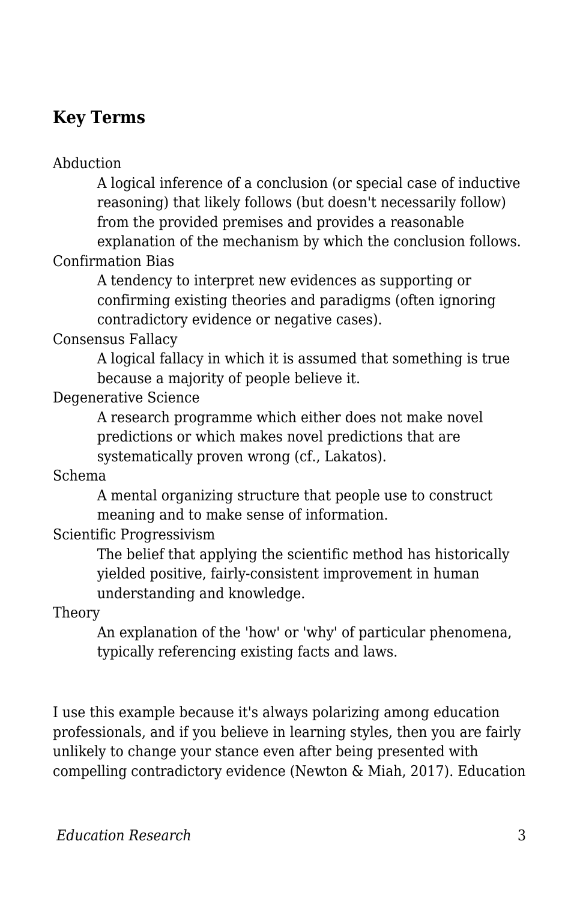### Key Terms

Abduction
: A logical inference of a conclusion (or special case of inductive reasoning) that likely follows (but doesn't necessarily follow) from the provided premises and provides a reasonable explanation of the mechanism by which the conclusion follows.

Confirmation Bias
: A tendency to interpret new evidences as supporting or confirming existing theories and paradigms (often ignoring contradictory evidence or negative cases).

Consensus Fallacy
: A logical fallacy in which it is assumed that something is true because a majority of people believe it.

Degenerative Science
: A research programme which either does not make novel predictions or which makes novel predictions that are systematically proven wrong (cf., Lakatos).

Schema
: A mental organizing structure that people use to construct meaning and to make sense of information.

Scientific Progressivism
: The belief that applying the scientific method has historically yielded positive, fairly-consistent improvement in human understanding and knowledge.

Theory
: An explanation of the 'how' or 'why' of particular phenomena, typically referencing existing facts and laws.

I use this example because it's always polarizing among education professionals, and if you believe in learning styles, then you are fairly unlikely to change your stance even after being presented with compelling contradictory evidence (Newton & Miah, 2017). Education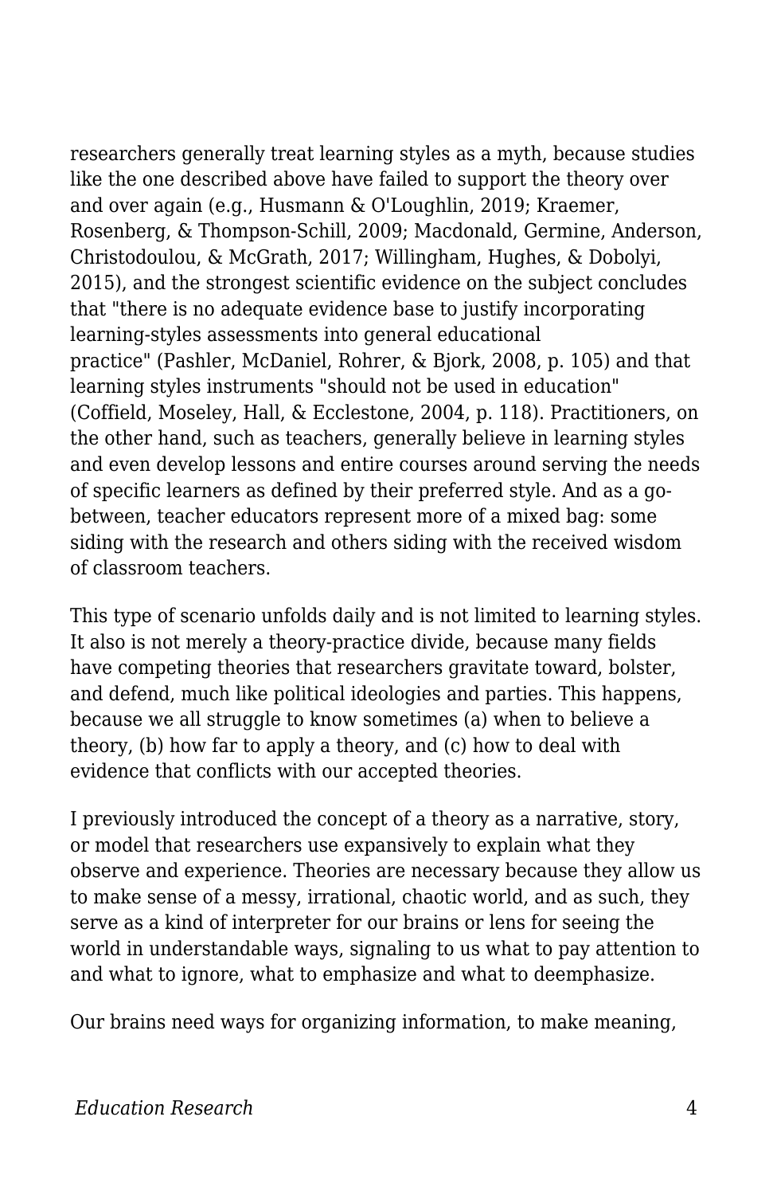researchers generally treat learning styles as a myth, because studies like the one described above have failed to support the theory over and over again (e.g., Husmann & O'Loughlin, 2019; Kraemer, Rosenberg, & Thompson-Schill, 2009; Macdonald, Germine, Anderson, Christodoulou, & McGrath, 2017; Willingham, Hughes, & Dobolyi, 2015), and the strongest scientific evidence on the subject concludes that "there is no adequate evidence base to justify incorporating learning-styles assessments into general educational practice" (Pashler, McDaniel, Rohrer, & Bjork, 2008, p. 105) and that learning styles instruments "should not be used in education" (Coffield, Moseley, Hall, & Ecclestone, 2004, p. 118). Practitioners, on the other hand, such as teachers, generally believe in learning styles and even develop lessons and entire courses around serving the needs of specific learners as defined by their preferred style. And as a go-between, teacher educators represent more of a mixed bag: some siding with the research and others siding with the received wisdom of classroom teachers.

This type of scenario unfolds daily and is not limited to learning styles. It also is not merely a theory-practice divide, because many fields have competing theories that researchers gravitate toward, bolster, and defend, much like political ideologies and parties. This happens, because we all struggle to know sometimes (a) when to believe a theory, (b) how far to apply a theory, and (c) how to deal with evidence that conflicts with our accepted theories.

I previously introduced the concept of a theory as a narrative, story, or model that researchers use expansively to explain what they observe and experience. Theories are necessary because they allow us to make sense of a messy, irrational, chaotic world, and as such, they serve as a kind of interpreter for our brains or lens for seeing the world in understandable ways, signaling to us what to pay attention to and what to ignore, what to emphasize and what to deemphasize.

Our brains need ways for organizing information, to make meaning,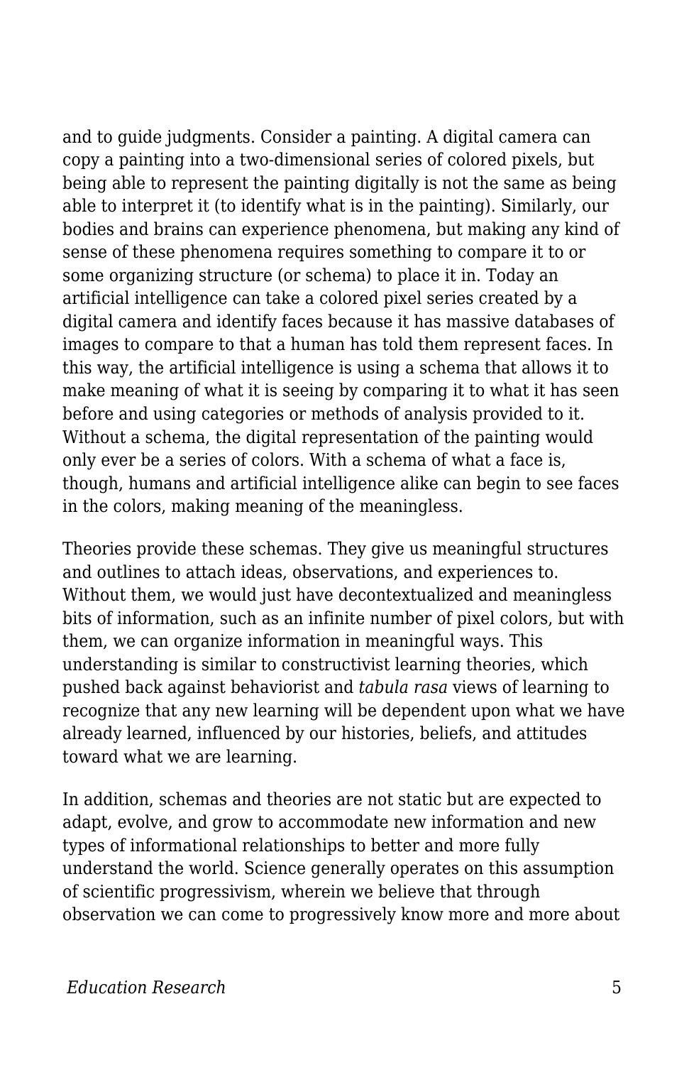and to guide judgments. Consider a painting. A digital camera can copy a painting into a two-dimensional series of colored pixels, but being able to represent the painting digitally is not the same as being able to interpret it (to identify what is in the painting). Similarly, our bodies and brains can experience phenomena, but making any kind of sense of these phenomena requires something to compare it to or some organizing structure (or schema) to place it in. Today an artificial intelligence can take a colored pixel series created by a digital camera and identify faces because it has massive databases of images to compare to that a human has told them represent faces. In this way, the artificial intelligence is using a schema that allows it to make meaning of what it is seeing by comparing it to what it has seen before and using categories or methods of analysis provided to it. Without a schema, the digital representation of the painting would only ever be a series of colors. With a schema of what a face is, though, humans and artificial intelligence alike can begin to see faces in the colors, making meaning of the meaningless.

Theories provide these schemas. They give us meaningful structures and outlines to attach ideas, observations, and experiences to. Without them, we would just have decontextualized and meaningless bits of information, such as an infinite number of pixel colors, but with them, we can organize information in meaningful ways. This understanding is similar to constructivist learning theories, which pushed back against behaviorist and *tabula rasa* views of learning to recognize that any new learning will be dependent upon what we have already learned, influenced by our histories, beliefs, and attitudes toward what we are learning.

In addition, schemas and theories are not static but are expected to adapt, evolve, and grow to accommodate new information and new types of informational relationships to better and more fully understand the world. Science generally operates on this assumption of scientific progressivism, wherein we believe that through observation we can come to progressively know more and more about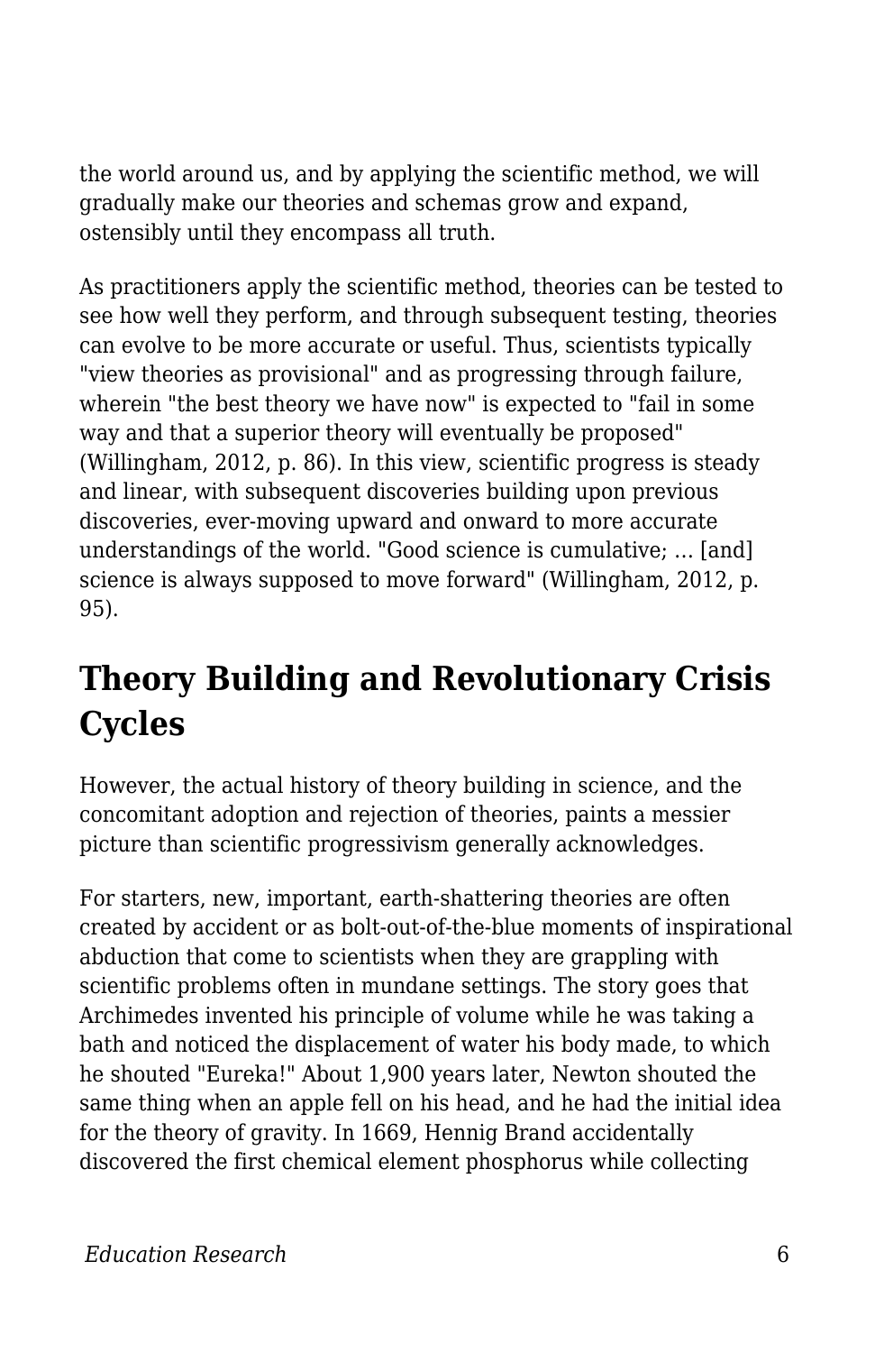the world around us, and by applying the scientific method, we will gradually make our theories and schemas grow and expand, ostensibly until they encompass all truth.

As practitioners apply the scientific method, theories can be tested to see how well they perform, and through subsequent testing, theories can evolve to be more accurate or useful. Thus, scientists typically "view theories as provisional" and as progressing through failure, wherein "the best theory we have now" is expected to "fail in some way and that a superior theory will eventually be proposed" (Willingham, 2012, p. 86). In this view, scientific progress is steady and linear, with subsequent discoveries building upon previous discoveries, ever-moving upward and onward to more accurate understandings of the world. "Good science is cumulative; … [and] science is always supposed to move forward" (Willingham, 2012, p. 95).

## Theory Building and Revolutionary Crisis Cycles

However, the actual history of theory building in science, and the concomitant adoption and rejection of theories, paints a messier picture than scientific progressivism generally acknowledges.

For starters, new, important, earth-shattering theories are often created by accident or as bolt-out-of-the-blue moments of inspirational abduction that come to scientists when they are grappling with scientific problems often in mundane settings. The story goes that Archimedes invented his principle of volume while he was taking a bath and noticed the displacement of water his body made, to which he shouted "Eureka!" About 1,900 years later, Newton shouted the same thing when an apple fell on his head, and he had the initial idea for the theory of gravity. In 1669, Hennig Brand accidentally discovered the first chemical element phosphorus while collecting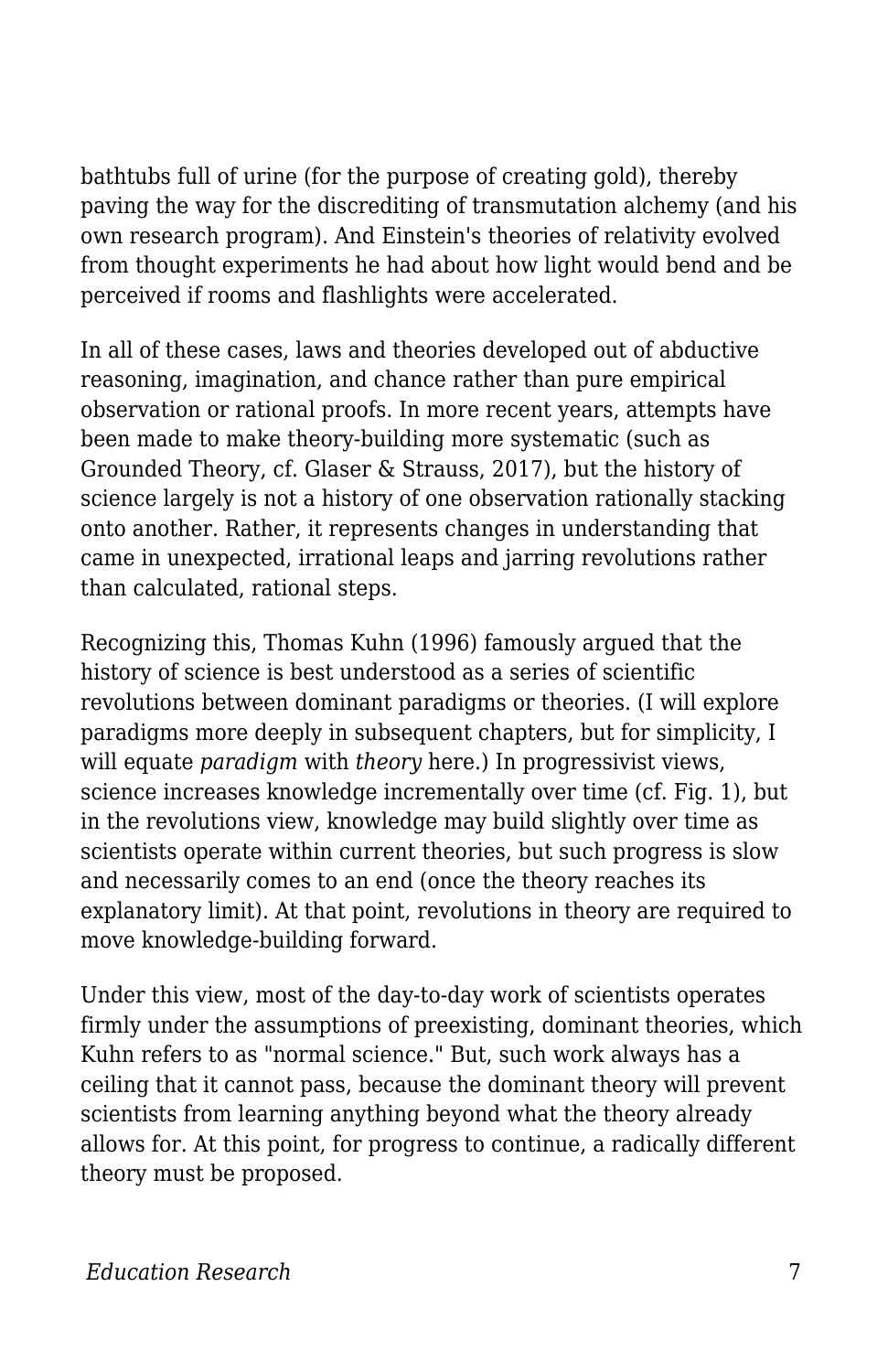bathtubs full of urine (for the purpose of creating gold), thereby paving the way for the discrediting of transmutation alchemy (and his own research program). And Einstein's theories of relativity evolved from thought experiments he had about how light would bend and be perceived if rooms and flashlights were accelerated.

In all of these cases, laws and theories developed out of abductive reasoning, imagination, and chance rather than pure empirical observation or rational proofs. In more recent years, attempts have been made to make theory-building more systematic (such as Grounded Theory, cf. Glaser & Strauss, 2017), but the history of science largely is not a history of one observation rationally stacking onto another. Rather, it represents changes in understanding that came in unexpected, irrational leaps and jarring revolutions rather than calculated, rational steps.

Recognizing this, Thomas Kuhn (1996) famously argued that the history of science is best understood as a series of scientific revolutions between dominant paradigms or theories. (I will explore paradigms more deeply in subsequent chapters, but for simplicity, I will equate *paradigm* with *theory* here.) In progressivist views, science increases knowledge incrementally over time (cf. Fig. 1), but in the revolutions view, knowledge may build slightly over time as scientists operate within current theories, but such progress is slow and necessarily comes to an end (once the theory reaches its explanatory limit). At that point, revolutions in theory are required to move knowledge-building forward.

Under this view, most of the day-to-day work of scientists operates firmly under the assumptions of preexisting, dominant theories, which Kuhn refers to as "normal science." But, such work always has a ceiling that it cannot pass, because the dominant theory will prevent scientists from learning anything beyond what the theory already allows for. At this point, for progress to continue, a radically different theory must be proposed.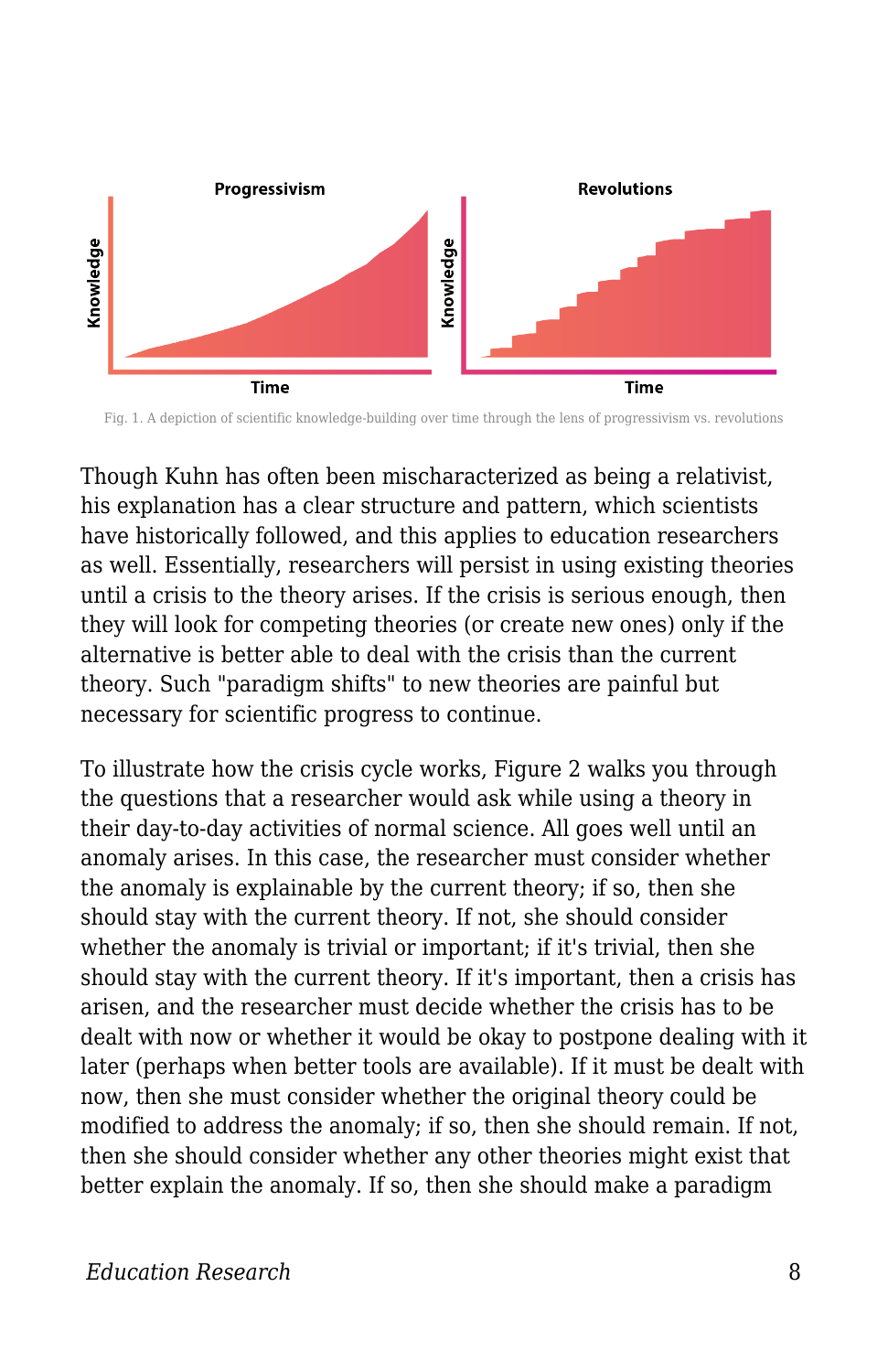Fig. 1. A depiction of scientific knowledge-building over time through the lens of progressivism vs. revolutions

Though Kuhn has often been mischaracterized as being a relativist, his explanation has a clear structure and pattern, which scientists have historically followed, and this applies to education researchers as well. Essentially, researchers will persist in using existing theories until a crisis to the theory arises. If the crisis is serious enough, then they will look for competing theories (or create new ones) only if the alternative is better able to deal with the crisis than the current theory. Such "paradigm shifts" to new theories are painful but necessary for scientific progress to continue.

To illustrate how the crisis cycle works, Figure 2 walks you through the questions that a researcher would ask while using a theory in their day-to-day activities of normal science. All goes well until an anomaly arises. In this case, the researcher must consider whether the anomaly is explainable by the current theory; if so, then she should stay with the current theory. If not, she should consider whether the anomaly is trivial or important; if it's trivial, then she should stay with the current theory. If it's important, then a crisis has arisen, and the researcher must decide whether the crisis has to be dealt with now or whether it would be okay to postpone dealing with it later (perhaps when better tools are available). If it must be dealt with now, then she must consider whether the original theory could be modified to address the anomaly; if so, then she should remain. If not, then she should consider whether any other theories might exist that better explain the anomaly. If so, then she should make a paradigm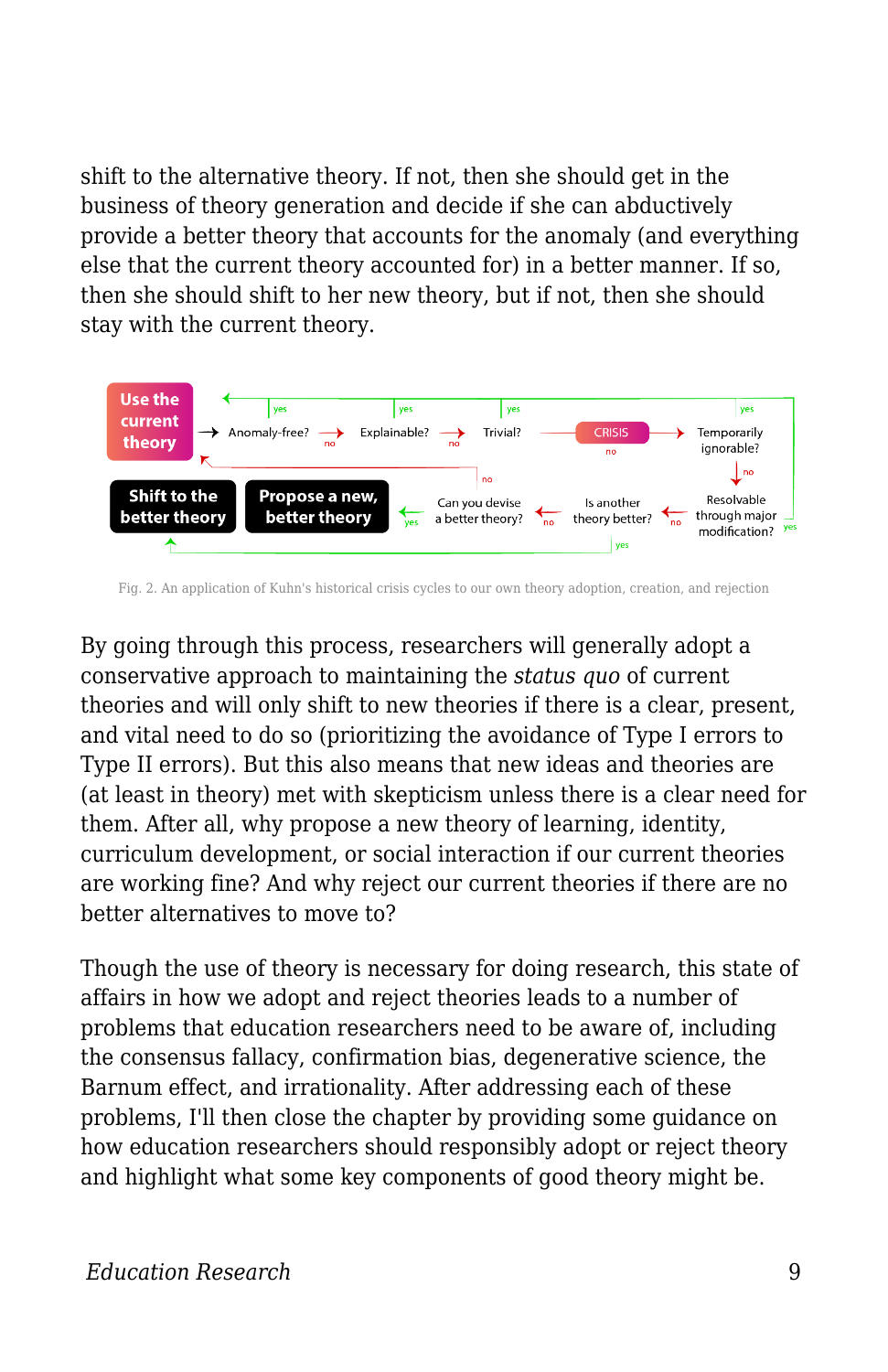shift to the alternative theory. If not, then she should get in the business of theory generation and decide if she can abductively provide a better theory that accounts for the anomaly (and everything else that the current theory accounted for) in a better manner. If so, then she should shift to her new theory, but if not, then she should stay with the current theory.

Fig. 2. An application of Kuhn's historical crisis cycles to our own theory adoption, creation, and rejection

By going through this process, researchers will generally adopt a conservative approach to maintaining the *status quo* of current theories and will only shift to new theories if there is a clear, present, and vital need to do so (prioritizing the avoidance of Type I errors to Type II errors). But this also means that new ideas and theories are (at least in theory) met with skepticism unless there is a clear need for them. After all, why propose a new theory of learning, identity, curriculum development, or social interaction if our current theories are working fine? And why reject our current theories if there are no better alternatives to move to?

Though the use of theory is necessary for doing research, this state of affairs in how we adopt and reject theories leads to a number of problems that education researchers need to be aware of, including the consensus fallacy, confirmation bias, degenerative science, the Barnum effect, and irrationality. After addressing each of these problems, I'll then close the chapter by providing some guidance on how education researchers should responsibly adopt or reject theory and highlight what some key components of good theory might be.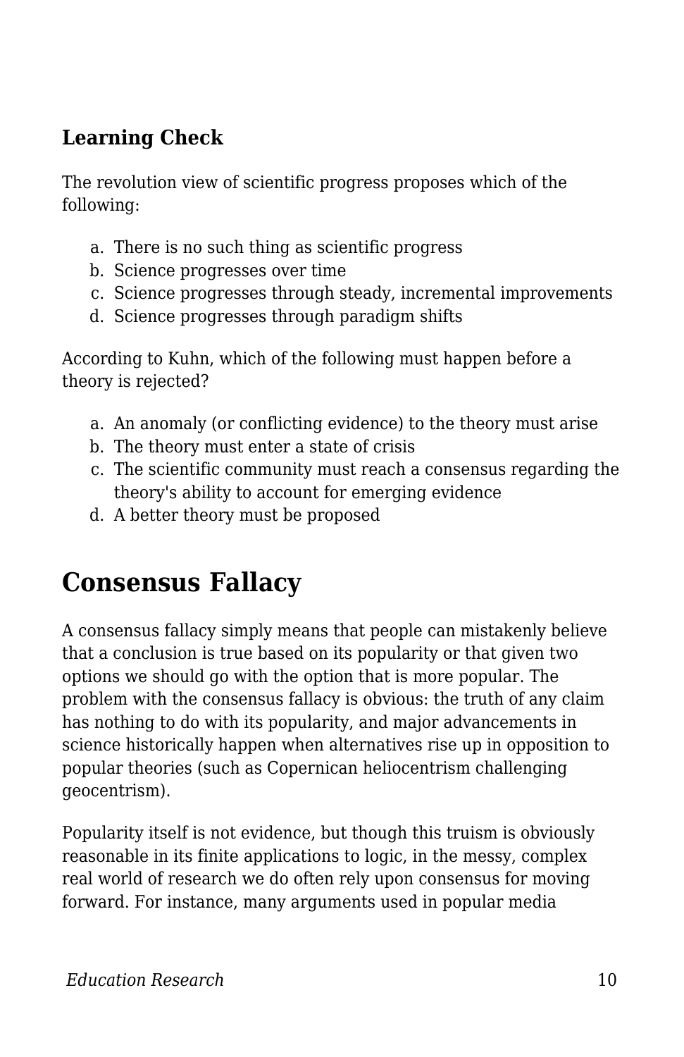### Learning Check

The revolution view of scientific progress proposes which of the following:

a. There is no such thing as scientific progress
b. Science progresses over time
c. Science progresses through steady, incremental improvements
d. Science progresses through paradigm shifts

According to Kuhn, which of the following must happen before a theory is rejected?

a. An anomaly (or conflicting evidence) to the theory must arise
b. The theory must enter a state of crisis
c. The scientific community must reach a consensus regarding the theory's ability to account for emerging evidence
d. A better theory must be proposed

## Consensus Fallacy

A consensus fallacy simply means that people can mistakenly believe that a conclusion is true based on its popularity or that given two options we should go with the option that is more popular. The problem with the consensus fallacy is obvious: the truth of any claim has nothing to do with its popularity, and major advancements in science historically happen when alternatives rise up in opposition to popular theories (such as Copernican heliocentrism challenging geocentrism).

Popularity itself is not evidence, but though this truism is obviously reasonable in its finite applications to logic, in the messy, complex real world of research we do often rely upon consensus for moving forward. For instance, many arguments used in popular media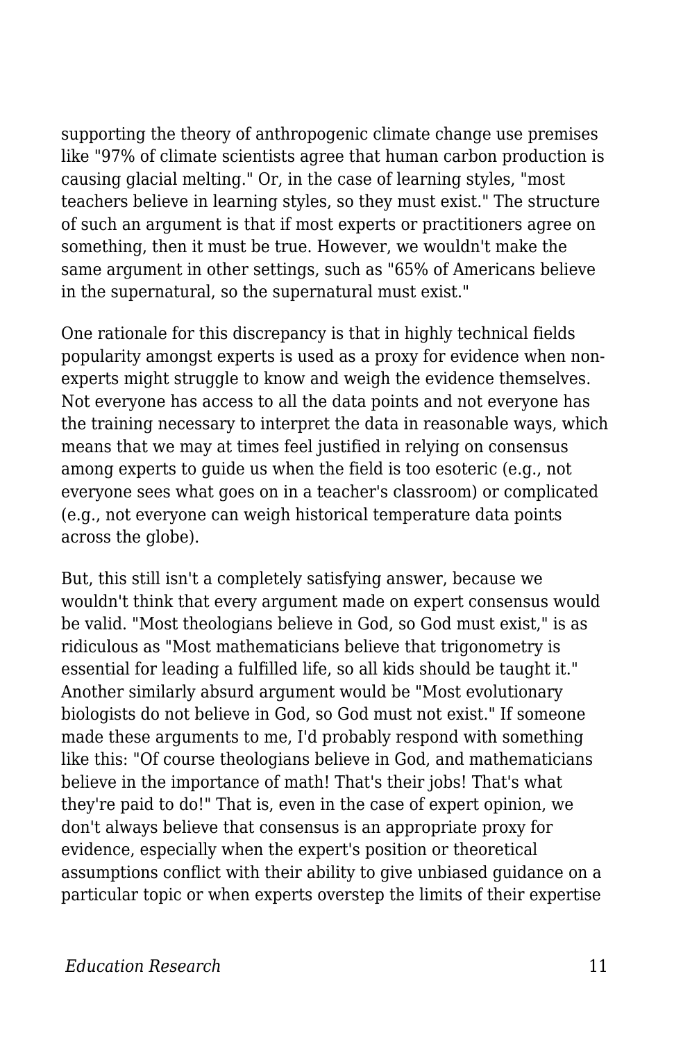supporting the theory of anthropogenic climate change use premises like "97% of climate scientists agree that human carbon production is causing glacial melting." Or, in the case of learning styles, "most teachers believe in learning styles, so they must exist." The structure of such an argument is that if most experts or practitioners agree on something, then it must be true. However, we wouldn't make the same argument in other settings, such as "65% of Americans believe in the supernatural, so the supernatural must exist."

One rationale for this discrepancy is that in highly technical fields popularity amongst experts is used as a proxy for evidence when non-experts might struggle to know and weigh the evidence themselves. Not everyone has access to all the data points and not everyone has the training necessary to interpret the data in reasonable ways, which means that we may at times feel justified in relying on consensus among experts to guide us when the field is too esoteric (e.g., not everyone sees what goes on in a teacher's classroom) or complicated (e.g., not everyone can weigh historical temperature data points across the globe).

But, this still isn't a completely satisfying answer, because we wouldn't think that every argument made on expert consensus would be valid. "Most theologians believe in God, so God must exist," is as ridiculous as "Most mathematicians believe that trigonometry is essential for leading a fulfilled life, so all kids should be taught it." Another similarly absurd argument would be "Most evolutionary biologists do not believe in God, so God must not exist." If someone made these arguments to me, I'd probably respond with something like this: "Of course theologians believe in God, and mathematicians believe in the importance of math! That's their jobs! That's what they're paid to do!" That is, even in the case of expert opinion, we don't always believe that consensus is an appropriate proxy for evidence, especially when the expert's position or theoretical assumptions conflict with their ability to give unbiased guidance on a particular topic or when experts overstep the limits of their expertise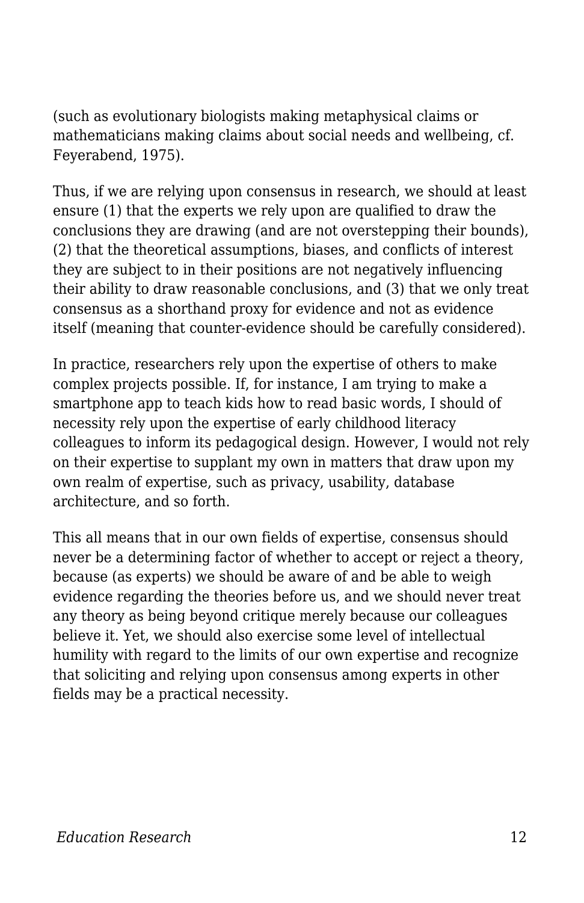(such as evolutionary biologists making metaphysical claims or mathematicians making claims about social needs and wellbeing, cf. Feyerabend, 1975).

Thus, if we are relying upon consensus in research, we should at least ensure (1) that the experts we rely upon are qualified to draw the conclusions they are drawing (and are not overstepping their bounds), (2) that the theoretical assumptions, biases, and conflicts of interest they are subject to in their positions are not negatively influencing their ability to draw reasonable conclusions, and (3) that we only treat consensus as a shorthand proxy for evidence and not as evidence itself (meaning that counter-evidence should be carefully considered).

In practice, researchers rely upon the expertise of others to make complex projects possible. If, for instance, I am trying to make a smartphone app to teach kids how to read basic words, I should of necessity rely upon the expertise of early childhood literacy colleagues to inform its pedagogical design. However, I would not rely on their expertise to supplant my own in matters that draw upon my own realm of expertise, such as privacy, usability, database architecture, and so forth.

This all means that in our own fields of expertise, consensus should never be a determining factor of whether to accept or reject a theory, because (as experts) we should be aware of and be able to weigh evidence regarding the theories before us, and we should never treat any theory as being beyond critique merely because our colleagues believe it. Yet, we should also exercise some level of intellectual humility with regard to the limits of our own expertise and recognize that soliciting and relying upon consensus among experts in other fields may be a practical necessity.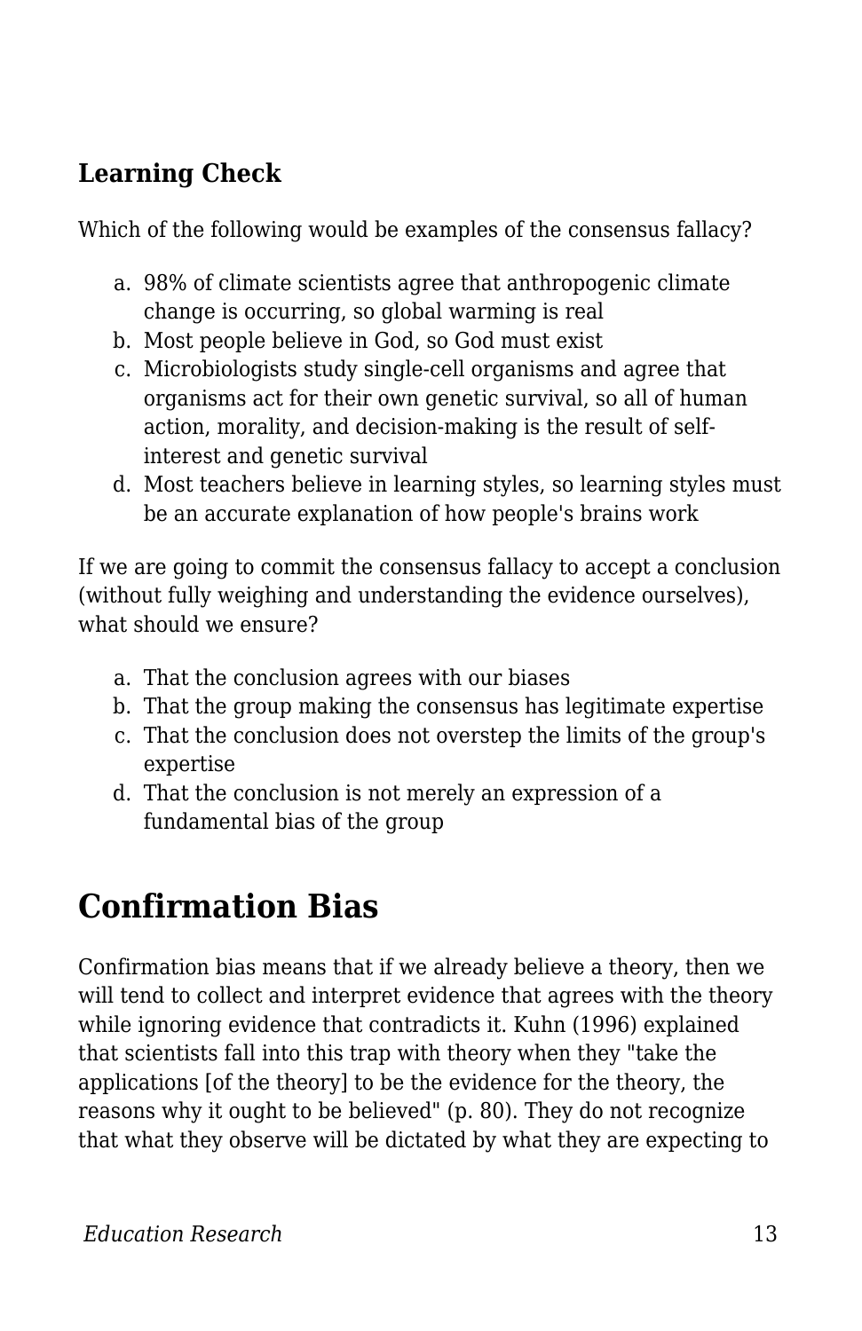### Learning Check

Which of the following would be examples of the consensus fallacy?

a. 98% of climate scientists agree that anthropogenic climate change is occurring, so global warming is real
b. Most people believe in God, so God must exist
c. Microbiologists study single-cell organisms and agree that organisms act for their own genetic survival, so all of human action, morality, and decision-making is the result of self-interest and genetic survival
d. Most teachers believe in learning styles, so learning styles must be an accurate explanation of how people's brains work

If we are going to commit the consensus fallacy to accept a conclusion (without fully weighing and understanding the evidence ourselves), what should we ensure?

a. That the conclusion agrees with our biases
b. That the group making the consensus has legitimate expertise
c. That the conclusion does not overstep the limits of the group's expertise
d. That the conclusion is not merely an expression of a fundamental bias of the group

## Confirmation Bias

Confirmation bias means that if we already believe a theory, then we will tend to collect and interpret evidence that agrees with the theory while ignoring evidence that contradicts it. Kuhn (1996) explained that scientists fall into this trap with theory when they "take the applications [of the theory] to be the evidence for the theory, the reasons why it ought to be believed" (p. 80). They do not recognize that what they observe will be dictated by what they are expecting to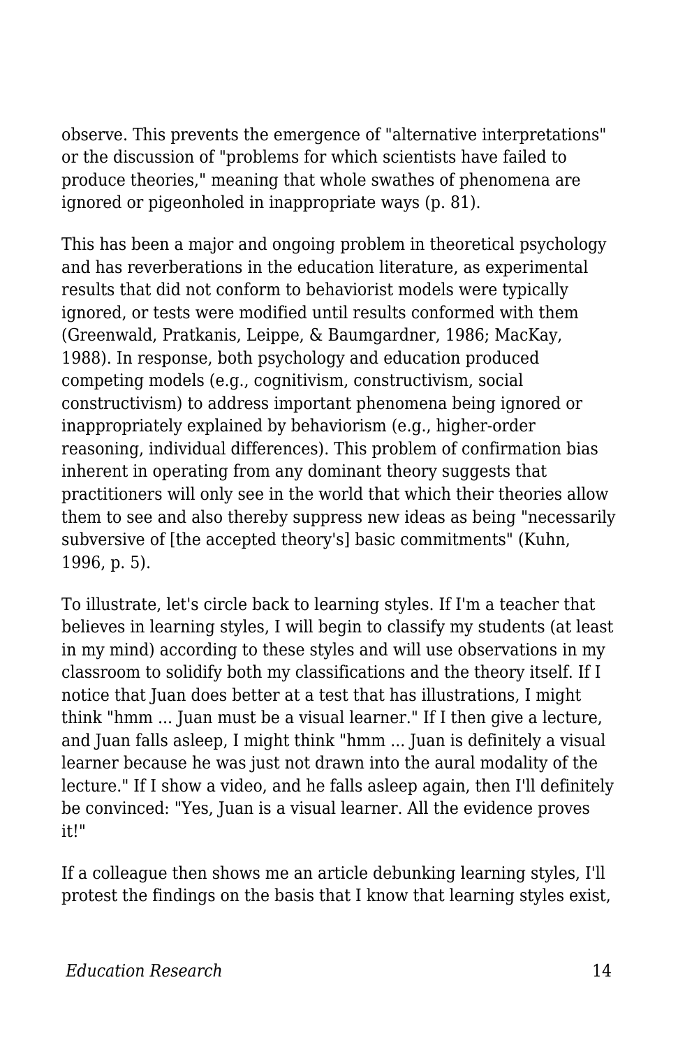observe. This prevents the emergence of "alternative interpretations" or the discussion of "problems for which scientists have failed to produce theories," meaning that whole swathes of phenomena are ignored or pigeonholed in inappropriate ways (p. 81).

This has been a major and ongoing problem in theoretical psychology and has reverberations in the education literature, as experimental results that did not conform to behaviorist models were typically ignored, or tests were modified until results conformed with them (Greenwald, Pratkanis, Leippe, & Baumgardner, 1986; MacKay, 1988). In response, both psychology and education produced competing models (e.g., cognitivism, constructivism, social constructivism) to address important phenomena being ignored or inappropriately explained by behaviorism (e.g., higher-order reasoning, individual differences). This problem of confirmation bias inherent in operating from any dominant theory suggests that practitioners will only see in the world that which their theories allow them to see and also thereby suppress new ideas as being "necessarily subversive of [the accepted theory's] basic commitments" (Kuhn, 1996, p. 5).

To illustrate, let's circle back to learning styles. If I'm a teacher that believes in learning styles, I will begin to classify my students (at least in my mind) according to these styles and will use observations in my classroom to solidify both my classifications and the theory itself. If I notice that Juan does better at a test that has illustrations, I might think "hmm ... Juan must be a visual learner." If I then give a lecture, and Juan falls asleep, I might think "hmm ... Juan is definitely a visual learner because he was just not drawn into the aural modality of the lecture." If I show a video, and he falls asleep again, then I'll definitely be convinced: "Yes, Juan is a visual learner. All the evidence proves it!"

If a colleague then shows me an article debunking learning styles, I'll protest the findings on the basis that I know that learning styles exist,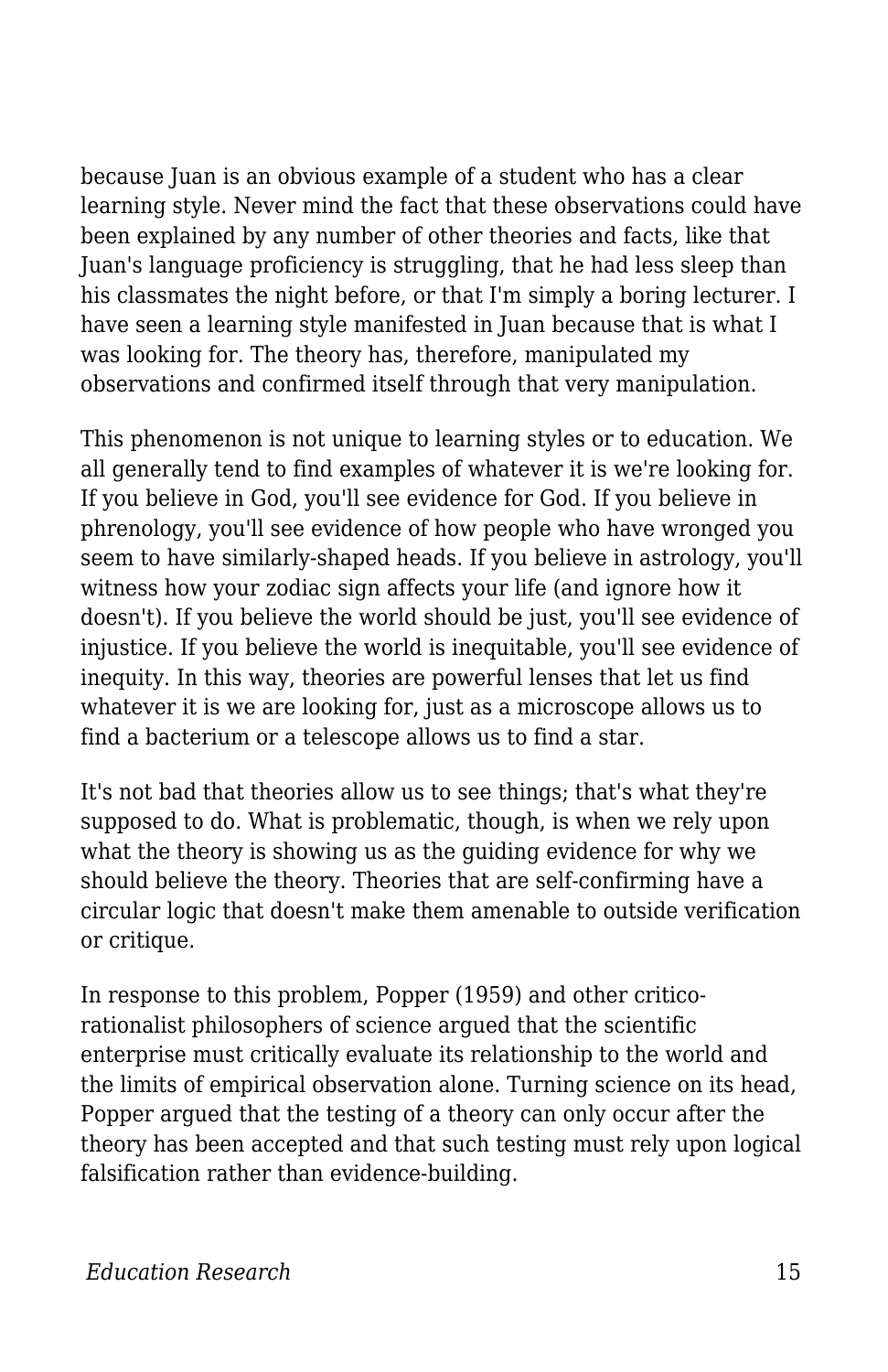because Juan is an obvious example of a student who has a clear learning style. Never mind the fact that these observations could have been explained by any number of other theories and facts, like that Juan's language proficiency is struggling, that he had less sleep than his classmates the night before, or that I'm simply a boring lecturer. I have seen a learning style manifested in Juan because that is what I was looking for. The theory has, therefore, manipulated my observations and confirmed itself through that very manipulation.

This phenomenon is not unique to learning styles or to education. We all generally tend to find examples of whatever it is we're looking for. If you believe in God, you'll see evidence for God. If you believe in phrenology, you'll see evidence of how people who have wronged you seem to have similarly-shaped heads. If you believe in astrology, you'll witness how your zodiac sign affects your life (and ignore how it doesn't). If you believe the world should be just, you'll see evidence of injustice. If you believe the world is inequitable, you'll see evidence of inequity. In this way, theories are powerful lenses that let us find whatever it is we are looking for, just as a microscope allows us to find a bacterium or a telescope allows us to find a star.

It's not bad that theories allow us to see things; that's what they're supposed to do. What is problematic, though, is when we rely upon what the theory is showing us as the guiding evidence for why we should believe the theory. Theories that are self-confirming have a circular logic that doesn't make them amenable to outside verification or critique.

In response to this problem, Popper (1959) and other critico-rationalist philosophers of science argued that the scientific enterprise must critically evaluate its relationship to the world and the limits of empirical observation alone. Turning science on its head, Popper argued that the testing of a theory can only occur after the theory has been accepted and that such testing must rely upon logical falsification rather than evidence-building.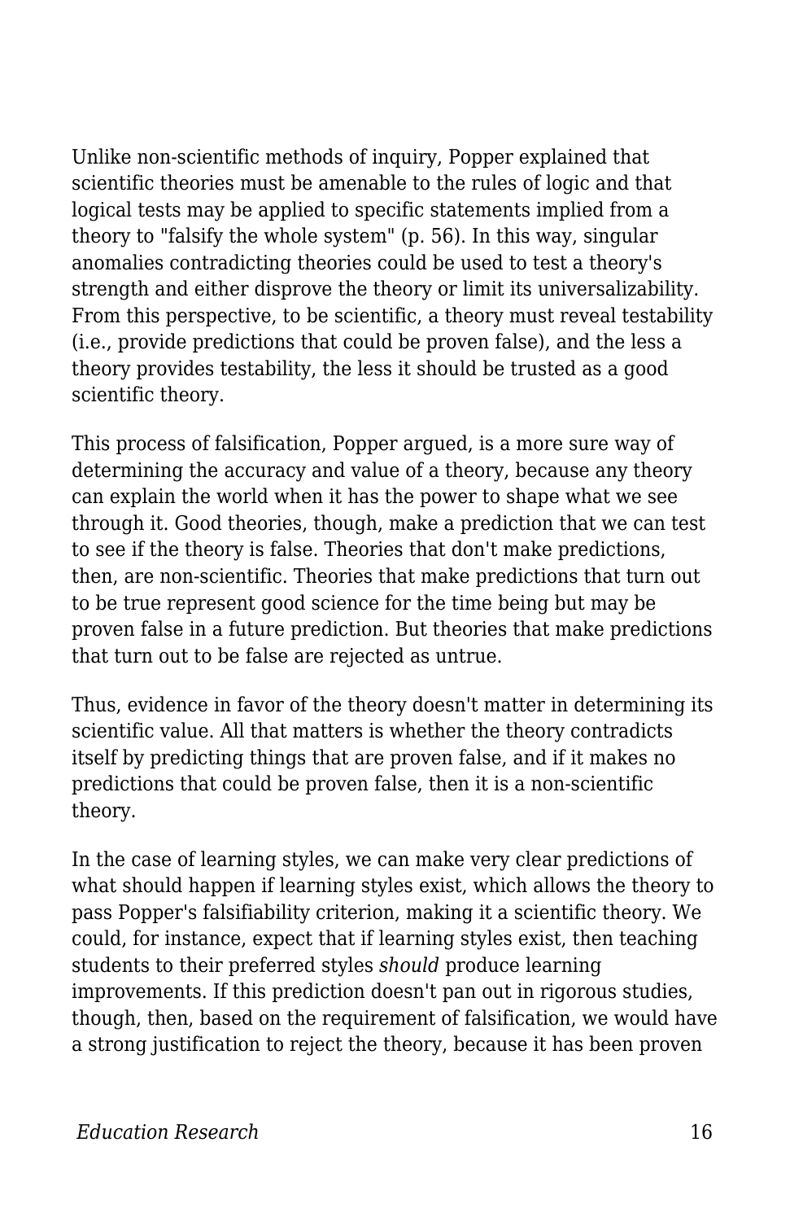Unlike non-scientific methods of inquiry, Popper explained that scientific theories must be amenable to the rules of logic and that logical tests may be applied to specific statements implied from a theory to "falsify the whole system" (p. 56). In this way, singular anomalies contradicting theories could be used to test a theory's strength and either disprove the theory or limit its universalizability. From this perspective, to be scientific, a theory must reveal testability (i.e., provide predictions that could be proven false), and the less a theory provides testability, the less it should be trusted as a good scientific theory.

This process of falsification, Popper argued, is a more sure way of determining the accuracy and value of a theory, because any theory can explain the world when it has the power to shape what we see through it. Good theories, though, make a prediction that we can test to see if the theory is false. Theories that don't make predictions, then, are non-scientific. Theories that make predictions that turn out to be true represent good science for the time being but may be proven false in a future prediction. But theories that make predictions that turn out to be false are rejected as untrue.

Thus, evidence in favor of the theory doesn't matter in determining its scientific value. All that matters is whether the theory contradicts itself by predicting things that are proven false, and if it makes no predictions that could be proven false, then it is a non-scientific theory.

In the case of learning styles, we can make very clear predictions of what should happen if learning styles exist, which allows the theory to pass Popper's falsifiability criterion, making it a scientific theory. We could, for instance, expect that if learning styles exist, then teaching students to their preferred styles *should* produce learning improvements. If this prediction doesn't pan out in rigorous studies, though, then, based on the requirement of falsification, we would have a strong justification to reject the theory, because it has been proven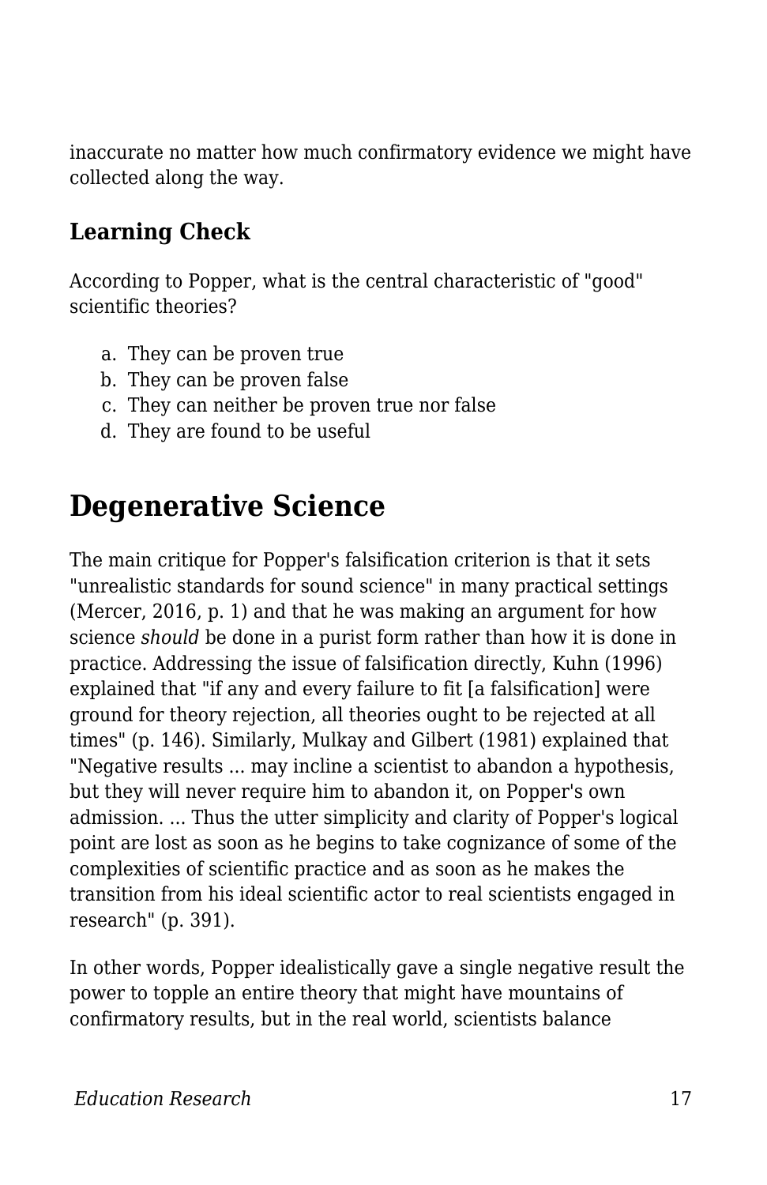inaccurate no matter how much confirmatory evidence we might have collected along the way.

### Learning Check

According to Popper, what is the central characteristic of "good" scientific theories?

a. They can be proven true
b. They can be proven false
c. They can neither be proven true nor false
d. They are found to be useful

## Degenerative Science

The main critique for Popper's falsification criterion is that it sets "unrealistic standards for sound science" in many practical settings (Mercer, 2016, p. 1) and that he was making an argument for how science *should* be done in a purist form rather than how it is done in practice. Addressing the issue of falsification directly, Kuhn (1996) explained that "if any and every failure to fit [a falsification] were ground for theory rejection, all theories ought to be rejected at all times" (p. 146). Similarly, Mulkay and Gilbert (1981) explained that "Negative results ... may incline a scientist to abandon a hypothesis, but they will never require him to abandon it, on Popper's own admission. ... Thus the utter simplicity and clarity of Popper's logical point are lost as soon as he begins to take cognizance of some of the complexities of scientific practice and as soon as he makes the transition from his ideal scientific actor to real scientists engaged in research" (p. 391).

In other words, Popper idealistically gave a single negative result the power to topple an entire theory that might have mountains of confirmatory results, but in the real world, scientists balance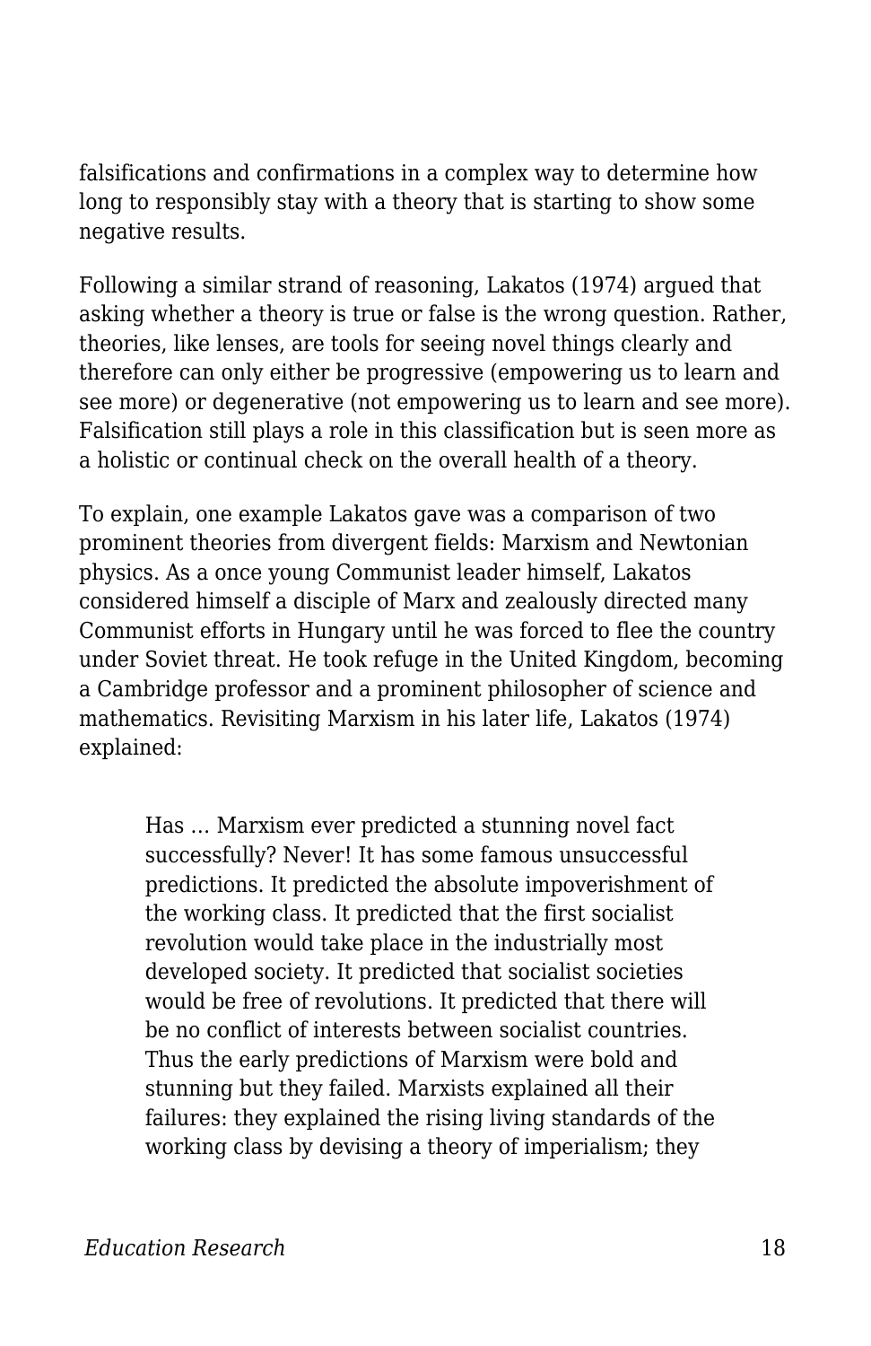falsifications and confirmations in a complex way to determine how long to responsibly stay with a theory that is starting to show some negative results.

Following a similar strand of reasoning, Lakatos (1974) argued that asking whether a theory is true or false is the wrong question. Rather, theories, like lenses, are tools for seeing novel things clearly and therefore can only either be progressive (empowering us to learn and see more) or degenerative (not empowering us to learn and see more). Falsification still plays a role in this classification but is seen more as a holistic or continual check on the overall health of a theory.

To explain, one example Lakatos gave was a comparison of two prominent theories from divergent fields: Marxism and Newtonian physics. As a once young Communist leader himself, Lakatos considered himself a disciple of Marx and zealously directed many Communist efforts in Hungary until he was forced to flee the country under Soviet threat. He took refuge in the United Kingdom, becoming a Cambridge professor and a prominent philosopher of science and mathematics. Revisiting Marxism in his later life, Lakatos (1974) explained:

> Has … Marxism ever predicted a stunning novel fact successfully? Never! It has some famous unsuccessful predictions. It predicted the absolute impoverishment of the working class. It predicted that the first socialist revolution would take place in the industrially most developed society. It predicted that socialist societies would be free of revolutions. It predicted that there will be no conflict of interests between socialist countries. Thus the early predictions of Marxism were bold and stunning but they failed. Marxists explained all their failures: they explained the rising living standards of the working class by devising a theory of imperialism; they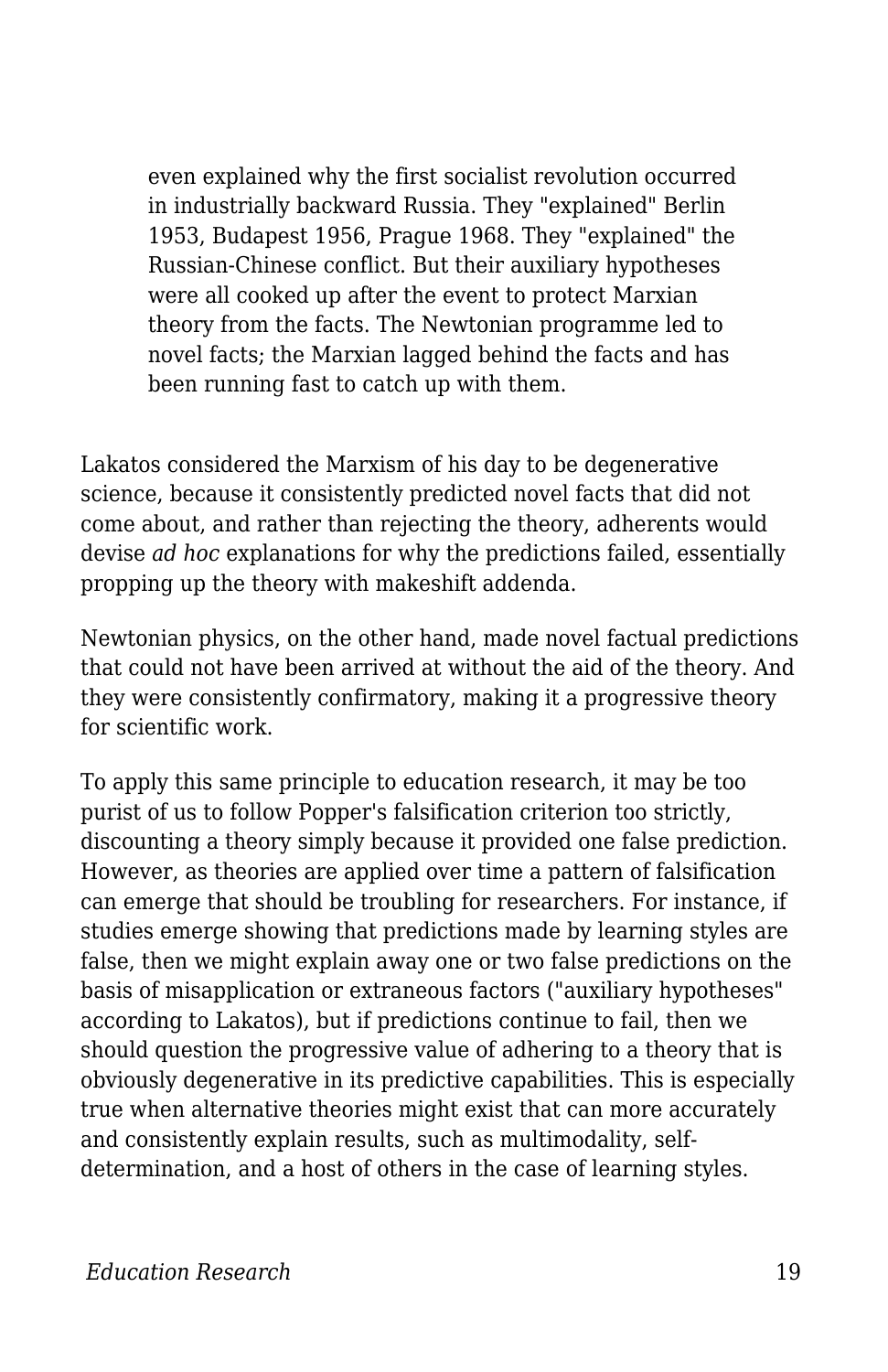> even explained why the first socialist revolution occurred in industrially backward Russia. They "explained" Berlin 1953, Budapest 1956, Prague 1968. They "explained" the Russian-Chinese conflict. But their auxiliary hypotheses were all cooked up after the event to protect Marxian theory from the facts. The Newtonian programme led to novel facts; the Marxian lagged behind the facts and has been running fast to catch up with them.

Lakatos considered the Marxism of his day to be degenerative science, because it consistently predicted novel facts that did not come about, and rather than rejecting the theory, adherents would devise *ad hoc* explanations for why the predictions failed, essentially propping up the theory with makeshift addenda.

Newtonian physics, on the other hand, made novel factual predictions that could not have been arrived at without the aid of the theory. And they were consistently confirmatory, making it a progressive theory for scientific work.

To apply this same principle to education research, it may be too purist of us to follow Popper's falsification criterion too strictly, discounting a theory simply because it provided one false prediction. However, as theories are applied over time a pattern of falsification can emerge that should be troubling for researchers. For instance, if studies emerge showing that predictions made by learning styles are false, then we might explain away one or two false predictions on the basis of misapplication or extraneous factors ("auxiliary hypotheses" according to Lakatos), but if predictions continue to fail, then we should question the progressive value of adhering to a theory that is obviously degenerative in its predictive capabilities. This is especially true when alternative theories might exist that can more accurately and consistently explain results, such as multimodality, self-determination, and a host of others in the case of learning styles.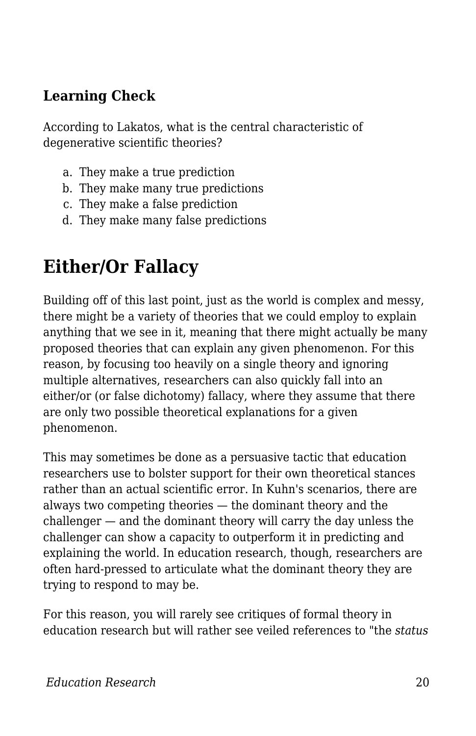### Learning Check

According to Lakatos, what is the central characteristic of degenerative scientific theories?

a. They make a true prediction
b. They make many true predictions
c. They make a false prediction
d. They make many false predictions

## Either/Or Fallacy

Building off of this last point, just as the world is complex and messy, there might be a variety of theories that we could employ to explain anything that we see in it, meaning that there might actually be many proposed theories that can explain any given phenomenon. For this reason, by focusing too heavily on a single theory and ignoring multiple alternatives, researchers can also quickly fall into an either/or (or false dichotomy) fallacy, where they assume that there are only two possible theoretical explanations for a given phenomenon.

This may sometimes be done as a persuasive tactic that education researchers use to bolster support for their own theoretical stances rather than an actual scientific error. In Kuhn's scenarios, there are always two competing theories — the dominant theory and the challenger — and the dominant theory will carry the day unless the challenger can show a capacity to outperform it in predicting and explaining the world. In education research, though, researchers are often hard-pressed to articulate what the dominant theory they are trying to respond to may be.

For this reason, you will rarely see critiques of formal theory in education research but will rather see veiled references to "the *status*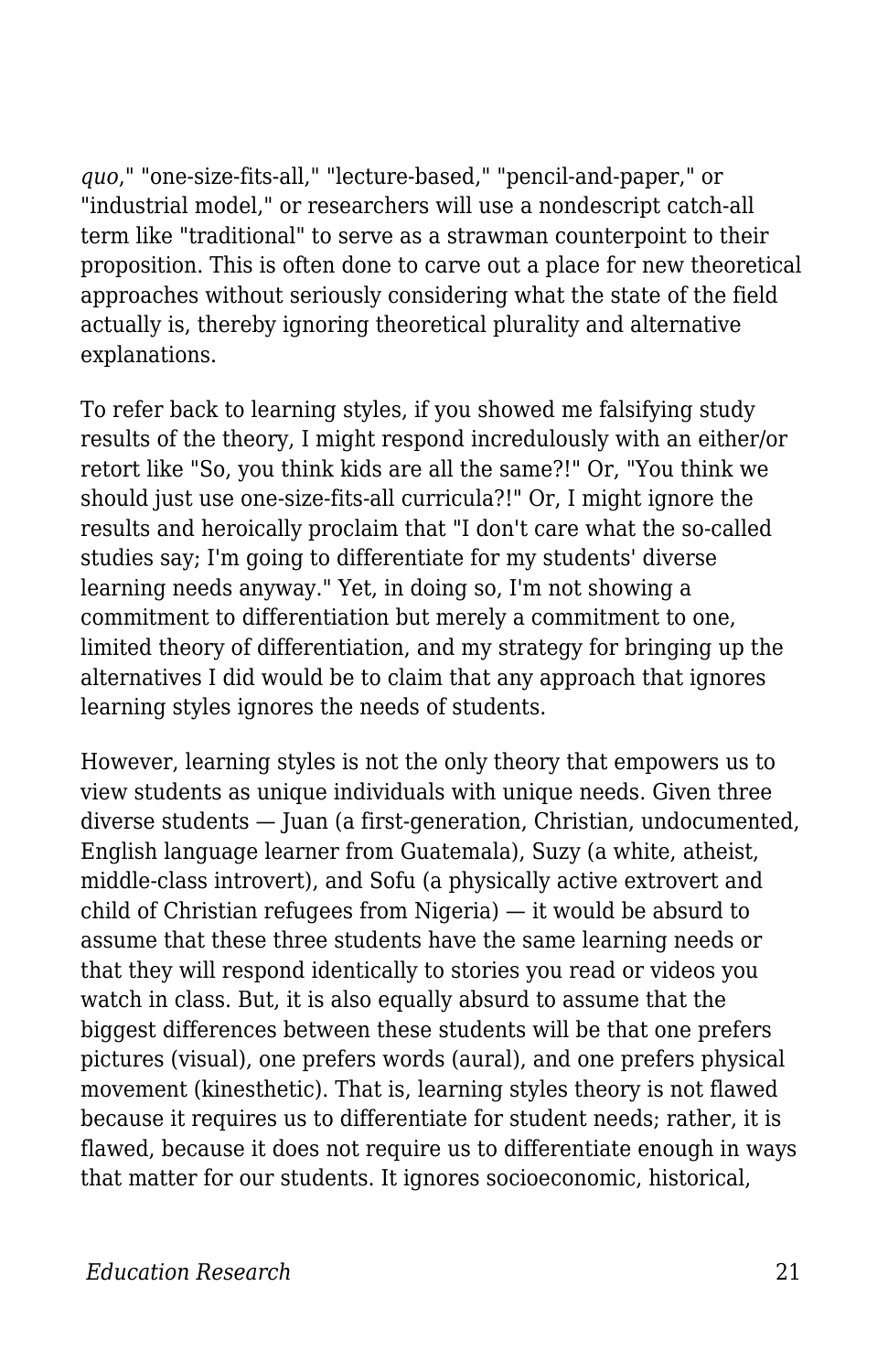*quo*," "one-size-fits-all," "lecture-based," "pencil-and-paper," or "industrial model," or researchers will use a nondescript catch-all term like "traditional" to serve as a strawman counterpoint to their proposition. This is often done to carve out a place for new theoretical approaches without seriously considering what the state of the field actually is, thereby ignoring theoretical plurality and alternative explanations.

To refer back to learning styles, if you showed me falsifying study results of the theory, I might respond incredulously with an either/or retort like "So, you think kids are all the same?!" Or, "You think we should just use one-size-fits-all curricula?!" Or, I might ignore the results and heroically proclaim that "I don't care what the so-called studies say; I'm going to differentiate for my students' diverse learning needs anyway." Yet, in doing so, I'm not showing a commitment to differentiation but merely a commitment to one, limited theory of differentiation, and my strategy for bringing up the alternatives I did would be to claim that any approach that ignores learning styles ignores the needs of students.

However, learning styles is not the only theory that empowers us to view students as unique individuals with unique needs. Given three diverse students — Juan (a first-generation, Christian, undocumented, English language learner from Guatemala), Suzy (a white, atheist, middle-class introvert), and Sofu (a physically active extrovert and child of Christian refugees from Nigeria) — it would be absurd to assume that these three students have the same learning needs or that they will respond identically to stories you read or videos you watch in class. But, it is also equally absurd to assume that the biggest differences between these students will be that one prefers pictures (visual), one prefers words (aural), and one prefers physical movement (kinesthetic). That is, learning styles theory is not flawed because it requires us to differentiate for student needs; rather, it is flawed, because it does not require us to differentiate enough in ways that matter for our students. It ignores socioeconomic, historical,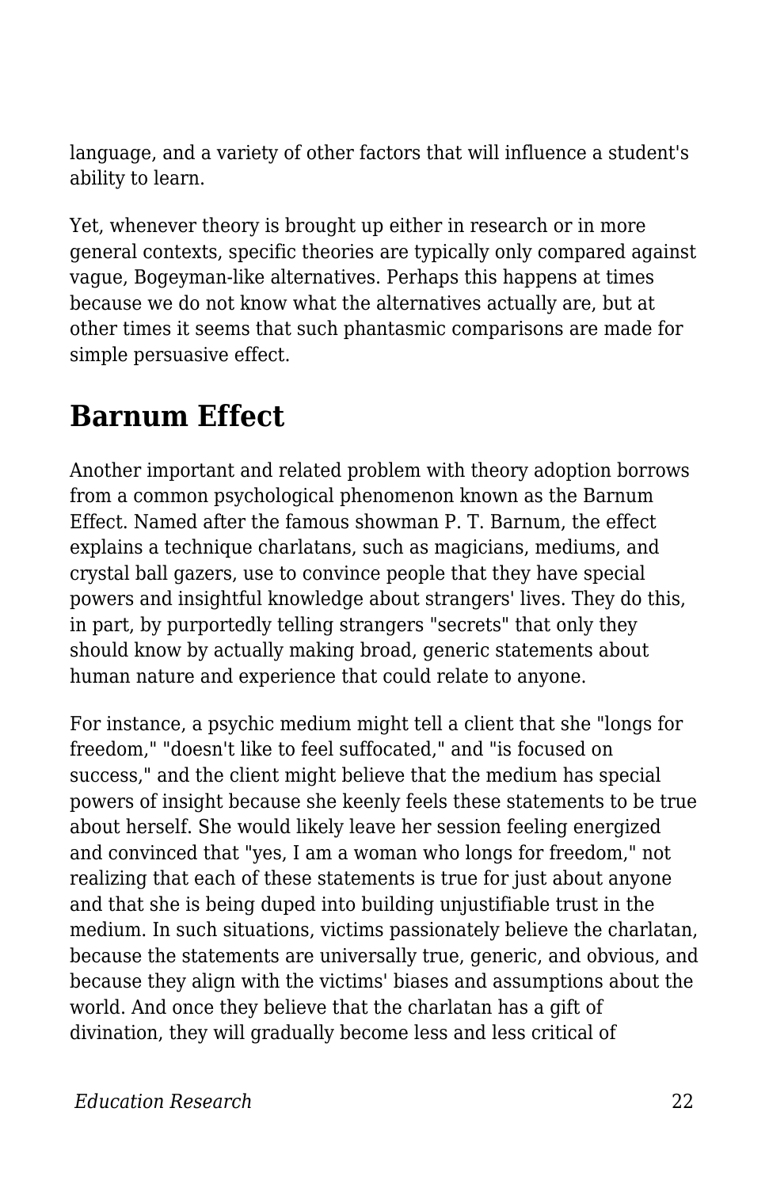language, and a variety of other factors that will influence a student's ability to learn.

Yet, whenever theory is brought up either in research or in more general contexts, specific theories are typically only compared against vague, Bogeyman-like alternatives. Perhaps this happens at times because we do not know what the alternatives actually are, but at other times it seems that such phantasmic comparisons are made for simple persuasive effect.

## Barnum Effect

Another important and related problem with theory adoption borrows from a common psychological phenomenon known as the Barnum Effect. Named after the famous showman P. T. Barnum, the effect explains a technique charlatans, such as magicians, mediums, and crystal ball gazers, use to convince people that they have special powers and insightful knowledge about strangers' lives. They do this, in part, by purportedly telling strangers "secrets" that only they should know by actually making broad, generic statements about human nature and experience that could relate to anyone.

For instance, a psychic medium might tell a client that she "longs for freedom," "doesn't like to feel suffocated," and "is focused on success," and the client might believe that the medium has special powers of insight because she keenly feels these statements to be true about herself. She would likely leave her session feeling energized and convinced that "yes, I am a woman who longs for freedom," not realizing that each of these statements is true for just about anyone and that she is being duped into building unjustifiable trust in the medium. In such situations, victims passionately believe the charlatan, because the statements are universally true, generic, and obvious, and because they align with the victims' biases and assumptions about the world. And once they believe that the charlatan has a gift of divination, they will gradually become less and less critical of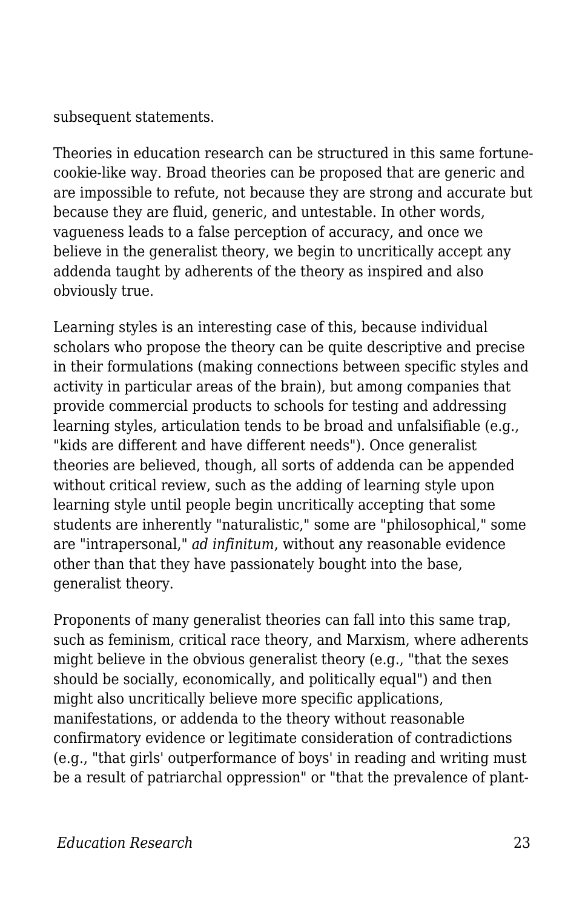subsequent statements.

Theories in education research can be structured in this same fortune-cookie-like way. Broad theories can be proposed that are generic and are impossible to refute, not because they are strong and accurate but because they are fluid, generic, and untestable. In other words, vagueness leads to a false perception of accuracy, and once we believe in the generalist theory, we begin to uncritically accept any addenda taught by adherents of the theory as inspired and also obviously true.

Learning styles is an interesting case of this, because individual scholars who propose the theory can be quite descriptive and precise in their formulations (making connections between specific styles and activity in particular areas of the brain), but among companies that provide commercial products to schools for testing and addressing learning styles, articulation tends to be broad and unfalsifiable (e.g., "kids are different and have different needs"). Once generalist theories are believed, though, all sorts of addenda can be appended without critical review, such as the adding of learning style upon learning style until people begin uncritically accepting that some students are inherently "naturalistic," some are "philosophical," some are "intrapersonal," *ad infinitum*, without any reasonable evidence other than that they have passionately bought into the base, generalist theory.

Proponents of many generalist theories can fall into this same trap, such as feminism, critical race theory, and Marxism, where adherents might believe in the obvious generalist theory (e.g., "that the sexes should be socially, economically, and politically equal") and then might also uncritically believe more specific applications, manifestations, or addenda to the theory without reasonable confirmatory evidence or legitimate consideration of contradictions (e.g., "that girls' outperformance of boys' in reading and writing must be a result of patriarchal oppression" or "that the prevalence of plant-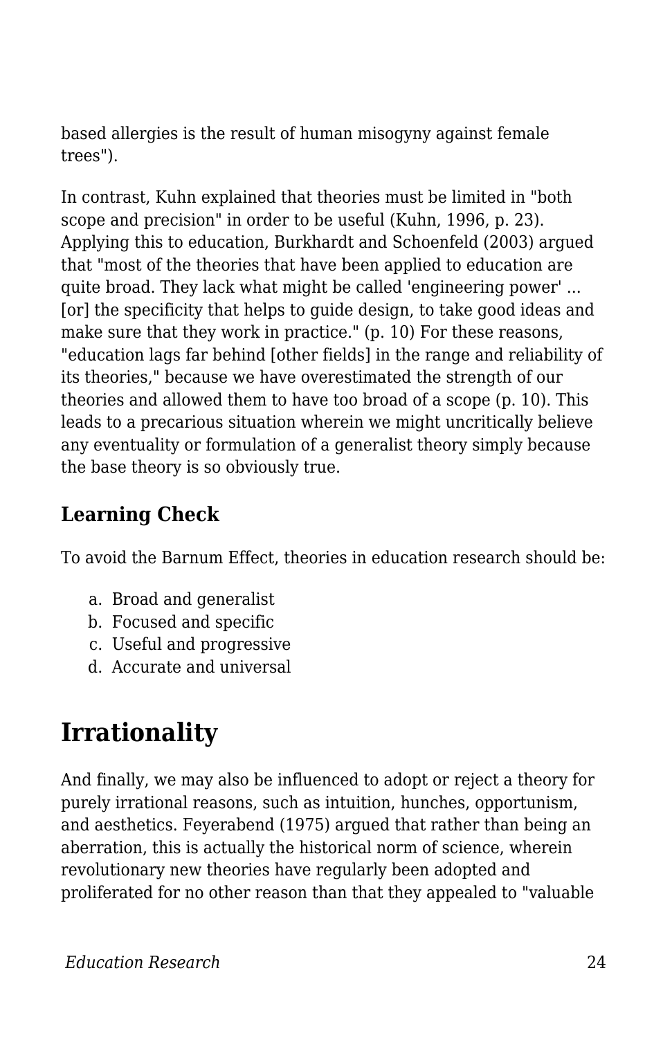based allergies is the result of human misogyny against female trees").

In contrast, Kuhn explained that theories must be limited in "both scope and precision" in order to be useful (Kuhn, 1996, p. 23). Applying this to education, Burkhardt and Schoenfeld (2003) argued that "most of the theories that have been applied to education are quite broad. They lack what might be called 'engineering power' ... [or] the specificity that helps to guide design, to take good ideas and make sure that they work in practice." (p. 10) For these reasons, "education lags far behind [other fields] in the range and reliability of its theories," because we have overestimated the strength of our theories and allowed them to have too broad of a scope (p. 10). This leads to a precarious situation wherein we might uncritically believe any eventuality or formulation of a generalist theory simply because the base theory is so obviously true.

### Learning Check

To avoid the Barnum Effect, theories in education research should be:

a. Broad and generalist
b. Focused and specific
c. Useful and progressive
d. Accurate and universal

## Irrationality

And finally, we may also be influenced to adopt or reject a theory for purely irrational reasons, such as intuition, hunches, opportunism, and aesthetics. Feyerabend (1975) argued that rather than being an aberration, this is actually the historical norm of science, wherein revolutionary new theories have regularly been adopted and proliferated for no other reason than that they appealed to "valuable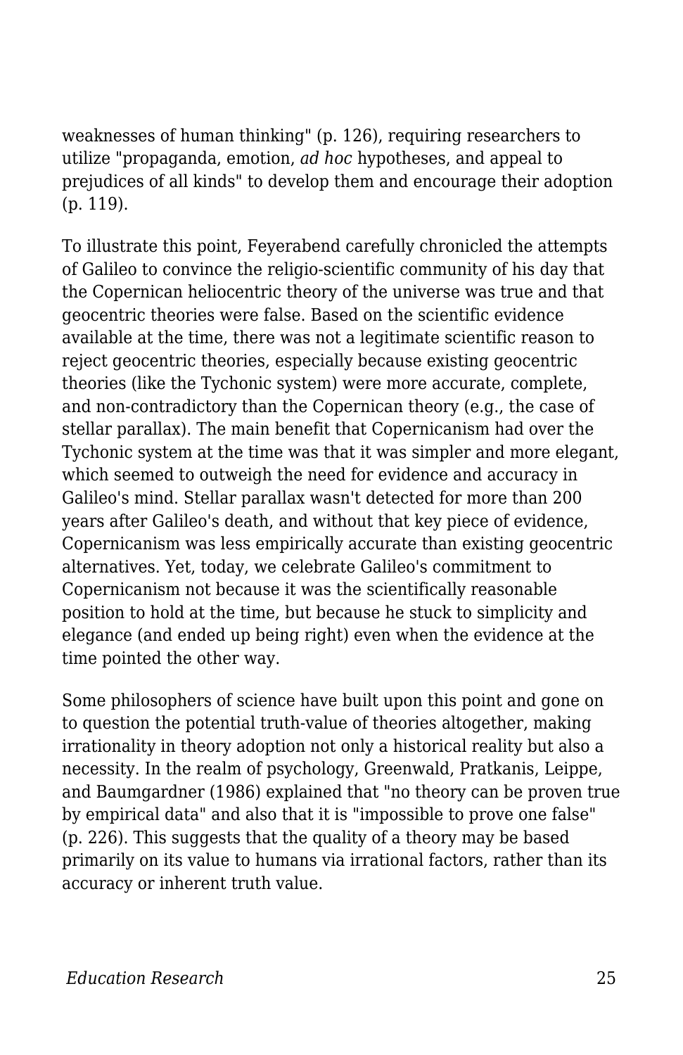weaknesses of human thinking" (p. 126), requiring researchers to utilize "propaganda, emotion, *ad hoc* hypotheses, and appeal to prejudices of all kinds" to develop them and encourage their adoption (p. 119).

To illustrate this point, Feyerabend carefully chronicled the attempts of Galileo to convince the religio-scientific community of his day that the Copernican heliocentric theory of the universe was true and that geocentric theories were false. Based on the scientific evidence available at the time, there was not a legitimate scientific reason to reject geocentric theories, especially because existing geocentric theories (like the Tychonic system) were more accurate, complete, and non-contradictory than the Copernican theory (e.g., the case of stellar parallax). The main benefit that Copernicanism had over the Tychonic system at the time was that it was simpler and more elegant, which seemed to outweigh the need for evidence and accuracy in Galileo's mind. Stellar parallax wasn't detected for more than 200 years after Galileo's death, and without that key piece of evidence, Copernicanism was less empirically accurate than existing geocentric alternatives. Yet, today, we celebrate Galileo's commitment to Copernicanism not because it was the scientifically reasonable position to hold at the time, but because he stuck to simplicity and elegance (and ended up being right) even when the evidence at the time pointed the other way.

Some philosophers of science have built upon this point and gone on to question the potential truth-value of theories altogether, making irrationality in theory adoption not only a historical reality but also a necessity. In the realm of psychology, Greenwald, Pratkanis, Leippe, and Baumgardner (1986) explained that "no theory can be proven true by empirical data" and also that it is "impossible to prove one false" (p. 226). This suggests that the quality of a theory may be based primarily on its value to humans via irrational factors, rather than its accuracy or inherent truth value.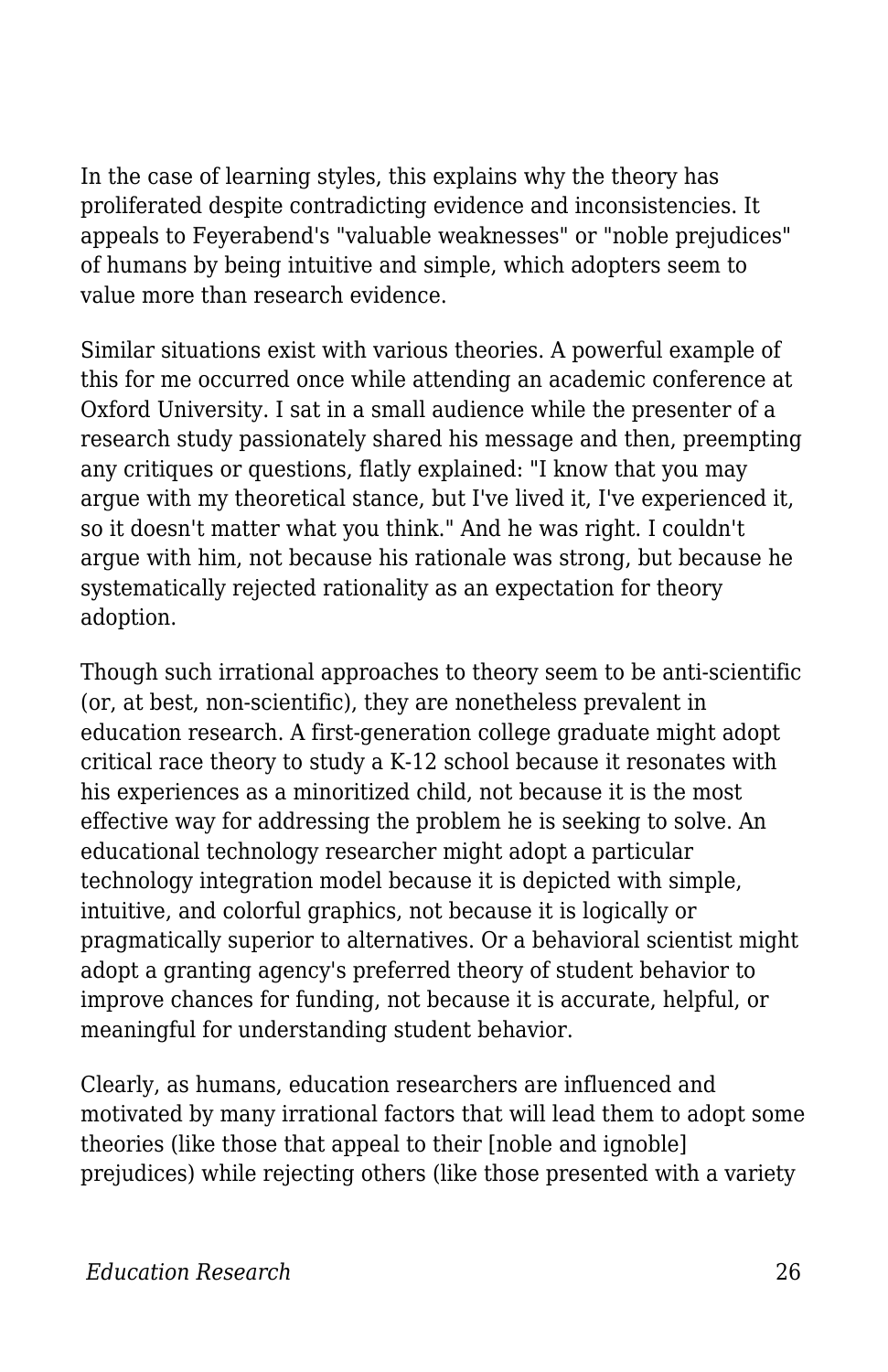In the case of learning styles, this explains why the theory has proliferated despite contradicting evidence and inconsistencies. It appeals to Feyerabend's "valuable weaknesses" or "noble prejudices" of humans by being intuitive and simple, which adopters seem to value more than research evidence.

Similar situations exist with various theories. A powerful example of this for me occurred once while attending an academic conference at Oxford University. I sat in a small audience while the presenter of a research study passionately shared his message and then, preempting any critiques or questions, flatly explained: "I know that you may argue with my theoretical stance, but I've lived it, I've experienced it, so it doesn't matter what you think." And he was right. I couldn't argue with him, not because his rationale was strong, but because he systematically rejected rationality as an expectation for theory adoption.

Though such irrational approaches to theory seem to be anti-scientific (or, at best, non-scientific), they are nonetheless prevalent in education research. A first-generation college graduate might adopt critical race theory to study a K-12 school because it resonates with his experiences as a minoritized child, not because it is the most effective way for addressing the problem he is seeking to solve. An educational technology researcher might adopt a particular technology integration model because it is depicted with simple, intuitive, and colorful graphics, not because it is logically or pragmatically superior to alternatives. Or a behavioral scientist might adopt a granting agency's preferred theory of student behavior to improve chances for funding, not because it is accurate, helpful, or meaningful for understanding student behavior.

Clearly, as humans, education researchers are influenced and motivated by many irrational factors that will lead them to adopt some theories (like those that appeal to their [noble and ignoble] prejudices) while rejecting others (like those presented with a variety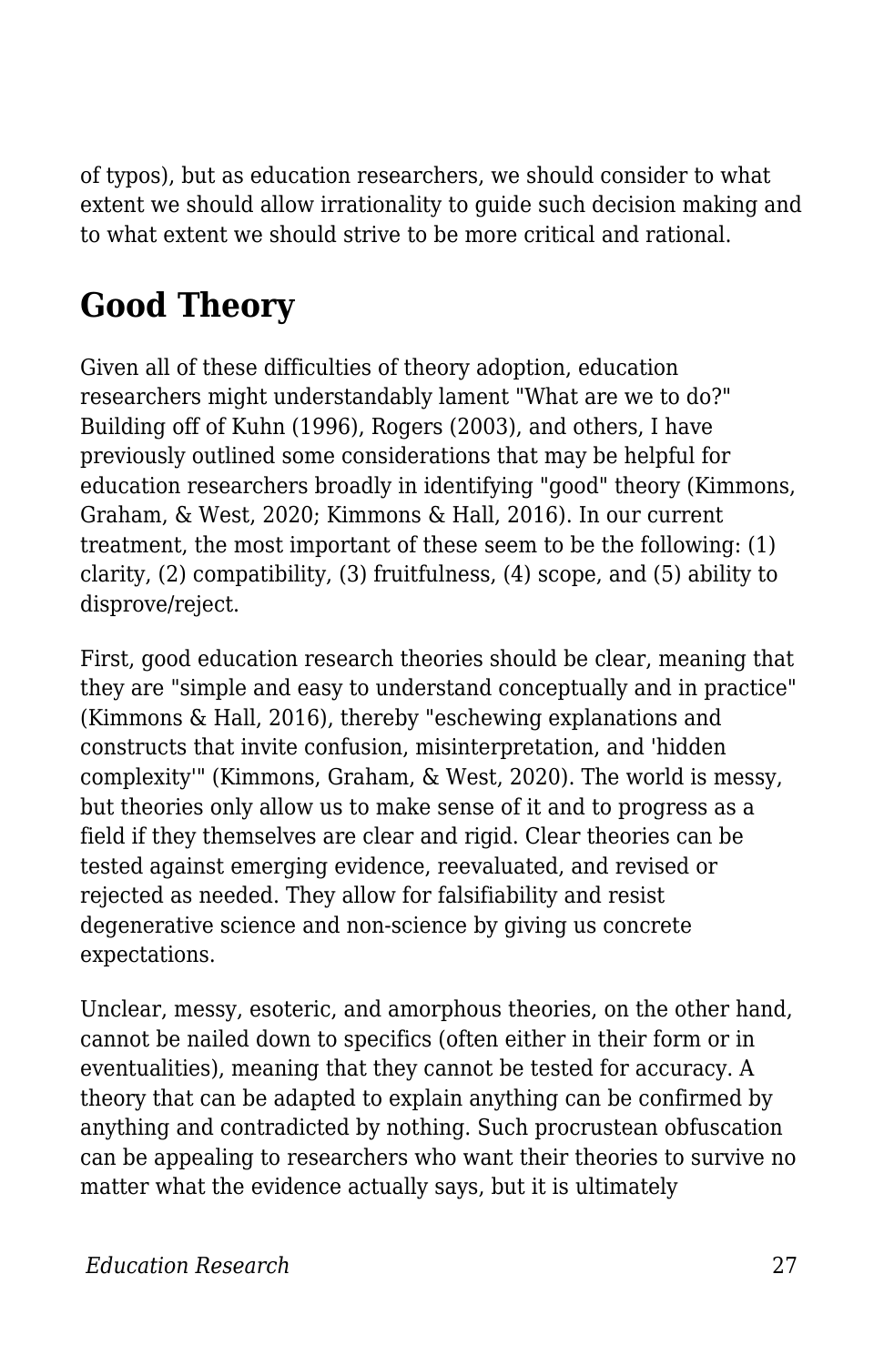of typos), but as education researchers, we should consider to what extent we should allow irrationality to guide such decision making and to what extent we should strive to be more critical and rational.

## Good Theory

Given all of these difficulties of theory adoption, education researchers might understandably lament "What are we to do?" Building off of Kuhn (1996), Rogers (2003), and others, I have previously outlined some considerations that may be helpful for education researchers broadly in identifying "good" theory (Kimmons, Graham, & West, 2020; Kimmons & Hall, 2016). In our current treatment, the most important of these seem to be the following: (1) clarity, (2) compatibility, (3) fruitfulness, (4) scope, and (5) ability to disprove/reject.

First, good education research theories should be clear, meaning that they are "simple and easy to understand conceptually and in practice" (Kimmons & Hall, 2016), thereby "eschewing explanations and constructs that invite confusion, misinterpretation, and 'hidden complexity'" (Kimmons, Graham, & West, 2020). The world is messy, but theories only allow us to make sense of it and to progress as a field if they themselves are clear and rigid. Clear theories can be tested against emerging evidence, reevaluated, and revised or rejected as needed. They allow for falsifiability and resist degenerative science and non-science by giving us concrete expectations.

Unclear, messy, esoteric, and amorphous theories, on the other hand, cannot be nailed down to specifics (often either in their form or in eventualities), meaning that they cannot be tested for accuracy. A theory that can be adapted to explain anything can be confirmed by anything and contradicted by nothing. Such procrustean obfuscation can be appealing to researchers who want their theories to survive no matter what the evidence actually says, but it is ultimately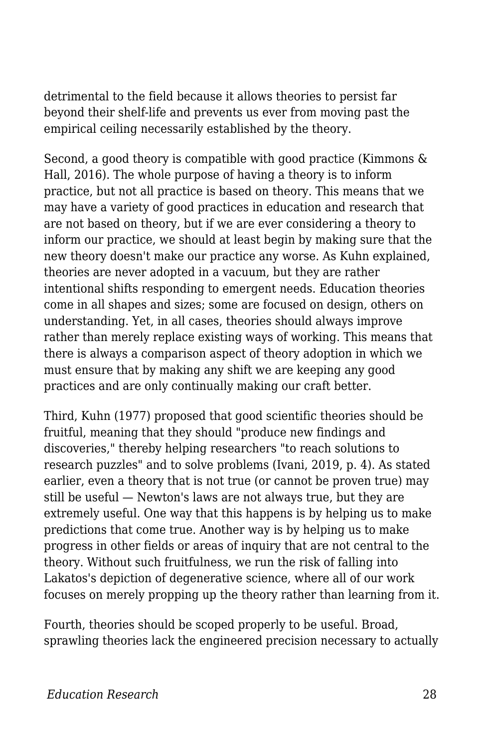detrimental to the field because it allows theories to persist far beyond their shelf-life and prevents us ever from moving past the empirical ceiling necessarily established by the theory.

Second, a good theory is compatible with good practice (Kimmons & Hall, 2016). The whole purpose of having a theory is to inform practice, but not all practice is based on theory. This means that we may have a variety of good practices in education and research that are not based on theory, but if we are ever considering a theory to inform our practice, we should at least begin by making sure that the new theory doesn't make our practice any worse. As Kuhn explained, theories are never adopted in a vacuum, but they are rather intentional shifts responding to emergent needs. Education theories come in all shapes and sizes; some are focused on design, others on understanding. Yet, in all cases, theories should always improve rather than merely replace existing ways of working. This means that there is always a comparison aspect of theory adoption in which we must ensure that by making any shift we are keeping any good practices and are only continually making our craft better.

Third, Kuhn (1977) proposed that good scientific theories should be fruitful, meaning that they should "produce new findings and discoveries," thereby helping researchers "to reach solutions to research puzzles" and to solve problems (Ivani, 2019, p. 4). As stated earlier, even a theory that is not true (or cannot be proven true) may still be useful — Newton's laws are not always true, but they are extremely useful. One way that this happens is by helping us to make predictions that come true. Another way is by helping us to make progress in other fields or areas of inquiry that are not central to the theory. Without such fruitfulness, we run the risk of falling into Lakatos's depiction of degenerative science, where all of our work focuses on merely propping up the theory rather than learning from it.

Fourth, theories should be scoped properly to be useful. Broad, sprawling theories lack the engineered precision necessary to actually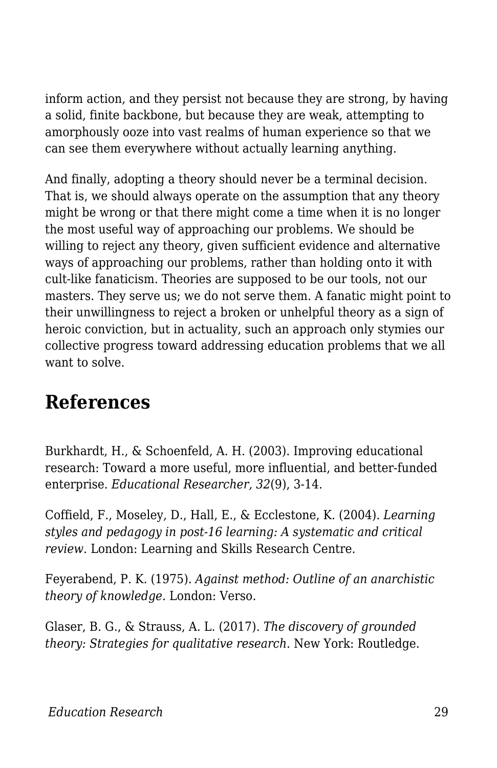inform action, and they persist not because they are strong, by having a solid, finite backbone, but because they are weak, attempting to amorphously ooze into vast realms of human experience so that we can see them everywhere without actually learning anything.

And finally, adopting a theory should never be a terminal decision. That is, we should always operate on the assumption that any theory might be wrong or that there might come a time when it is no longer the most useful way of approaching our problems. We should be willing to reject any theory, given sufficient evidence and alternative ways of approaching our problems, rather than holding onto it with cult-like fanaticism. Theories are supposed to be our tools, not our masters. They serve us; we do not serve them. A fanatic might point to their unwillingness to reject a broken or unhelpful theory as a sign of heroic conviction, but in actuality, such an approach only stymies our collective progress toward addressing education problems that we all want to solve.

## References

Burkhardt, H., & Schoenfeld, A. H. (2003). Improving educational research: Toward a more useful, more influential, and better-funded enterprise. *Educational Researcher, 32*(9), 3-14.

Coffield, F., Moseley, D., Hall, E., & Ecclestone, K. (2004). *Learning styles and pedagogy in post-16 learning: A systematic and critical review*. London: Learning and Skills Research Centre.

Feyerabend, P. K. (1975). *Against method: Outline of an anarchistic theory of knowledge*. London: Verso.

Glaser, B. G., & Strauss, A. L. (2017). *The discovery of grounded theory: Strategies for qualitative research*. New York: Routledge.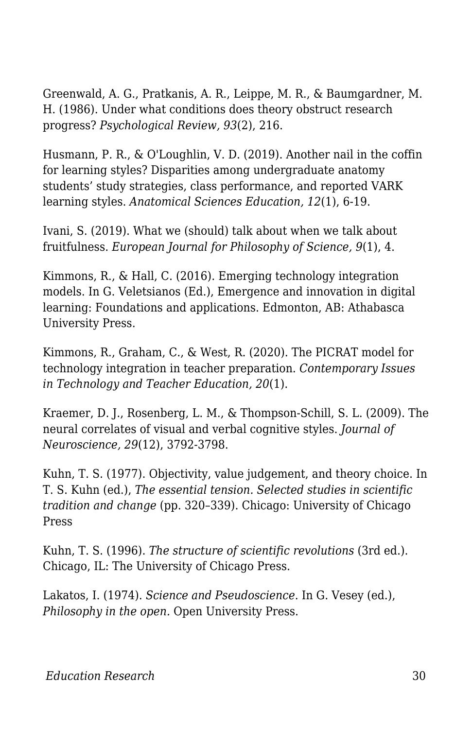Greenwald, A. G., Pratkanis, A. R., Leippe, M. R., & Baumgardner, M. H. (1986). Under what conditions does theory obstruct research progress? *Psychological Review, 93*(2), 216.

Husmann, P. R., & O'Loughlin, V. D. (2019). Another nail in the coffin for learning styles? Disparities among undergraduate anatomy students' study strategies, class performance, and reported VARK learning styles. *Anatomical Sciences Education, 12*(1), 6-19.

Ivani, S. (2019). What we (should) talk about when we talk about fruitfulness. *European Journal for Philosophy of Science, 9*(1), 4.

Kimmons, R., & Hall, C. (2016). Emerging technology integration models. In G. Veletsianos (Ed.), Emergence and innovation in digital learning: Foundations and applications. Edmonton, AB: Athabasca University Press.

Kimmons, R., Graham, C., & West, R. (2020). The PICRAT model for technology integration in teacher preparation. *Contemporary Issues in Technology and Teacher Education, 20*(1).

Kraemer, D. J., Rosenberg, L. M., & Thompson-Schill, S. L. (2009). The neural correlates of visual and verbal cognitive styles. *Journal of Neuroscience, 29*(12), 3792-3798.

Kuhn, T. S. (1977). Objectivity, value judgement, and theory choice. In T. S. Kuhn (ed.), *The essential tension. Selected studies in scientific tradition and change* (pp. 320–339). Chicago: University of Chicago Press

Kuhn, T. S. (1996). *The structure of scientific revolutions* (3rd ed.). Chicago, IL: The University of Chicago Press.

Lakatos, I. (1974). *Science and Pseudoscience*. In G. Vesey (ed.), *Philosophy in the open.* Open University Press.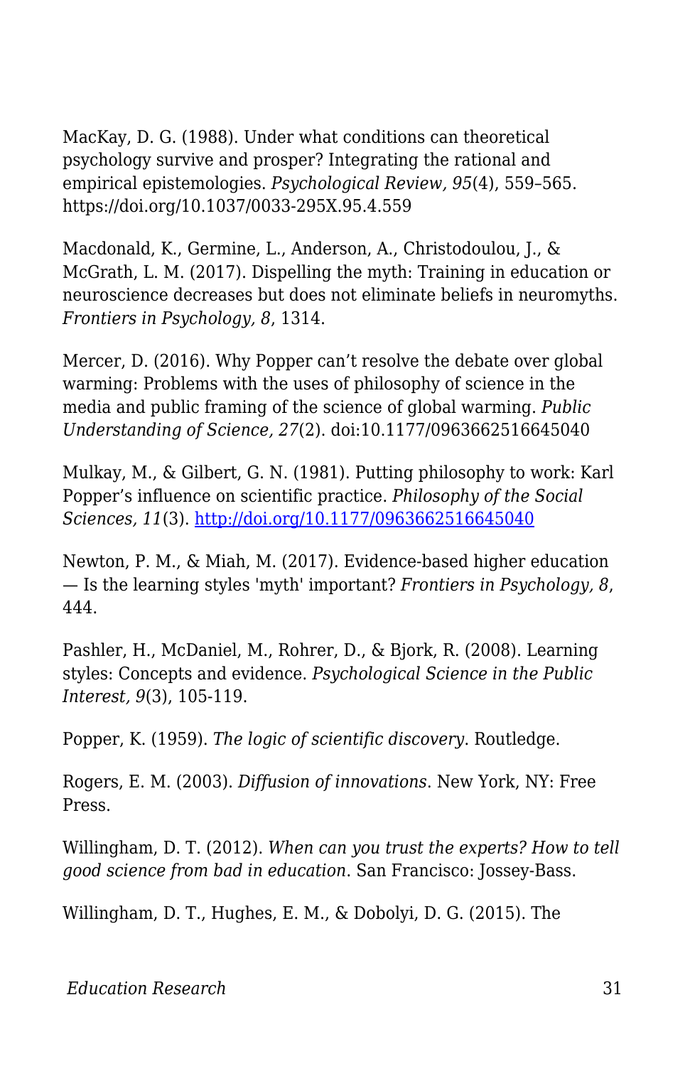MacKay, D. G. (1988). Under what conditions can theoretical psychology survive and prosper? Integrating the rational and empirical epistemologies. *Psychological Review, 95*(4), 559–565. https://doi.org/10.1037/0033-295X.95.4.559

Macdonald, K., Germine, L., Anderson, A., Christodoulou, J., & McGrath, L. M. (2017). Dispelling the myth: Training in education or neuroscience decreases but does not eliminate beliefs in neuromyths. *Frontiers in Psychology, 8*, 1314.

Mercer, D. (2016). Why Popper can't resolve the debate over global warming: Problems with the uses of philosophy of science in the media and public framing of the science of global warming. *Public Understanding of Science, 27*(2). doi:10.1177/0963662516645040

Mulkay, M., & Gilbert, G. N. (1981). Putting philosophy to work: Karl Popper's influence on scientific practice. *Philosophy of the Social Sciences, 11*(3). [http://doi.org/10.1177/0963662516645040](http://doi.org/10.1177/0963662516645040)

Newton, P. M., & Miah, M. (2017). Evidence-based higher education — Is the learning styles 'myth' important? *Frontiers in Psychology, 8*, 444.

Pashler, H., McDaniel, M., Rohrer, D., & Bjork, R. (2008). Learning styles: Concepts and evidence. *Psychological Science in the Public Interest, 9*(3), 105-119.

Popper, K. (1959). *The logic of scientific discovery*. Routledge.

Rogers, E. M. (2003). *Diffusion of innovations*. New York, NY: Free Press.

Willingham, D. T. (2012). *When can you trust the experts? How to tell good science from bad in education*. San Francisco: Jossey-Bass.

Willingham, D. T., Hughes, E. M., & Dobolyi, D. G. (2015). The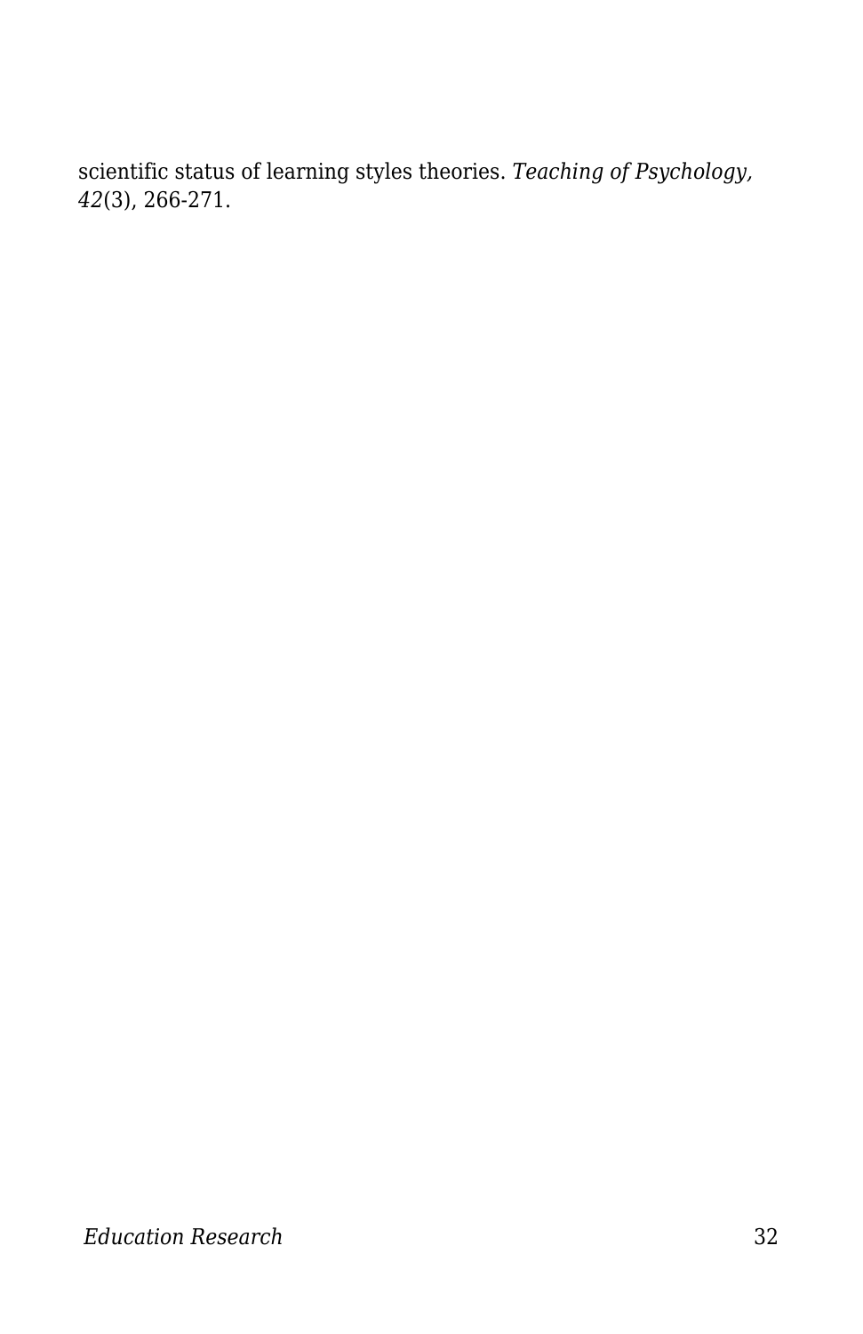scientific status of learning styles theories. *Teaching of Psychology, 42*(3), 266-271.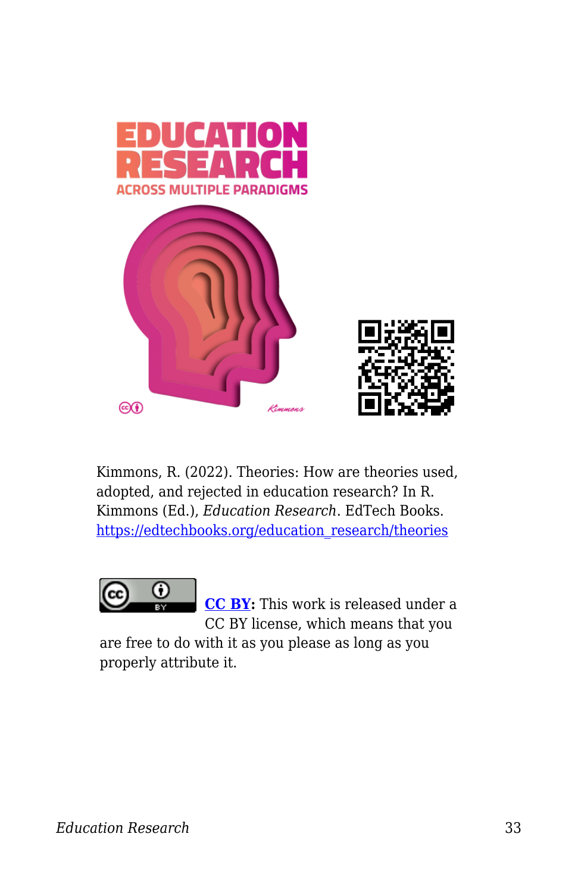Kimmons, R. (2022). Theories: How are theories used, adopted, and rejected in education research? In R. Kimmons (Ed.), *Education Research*. EdTech Books. https://edtechbooks.org/education_research/theories

**CC BY**: This work is released under a CC BY license, which means that you are free to do with it as you please as long as you properly attribute it.